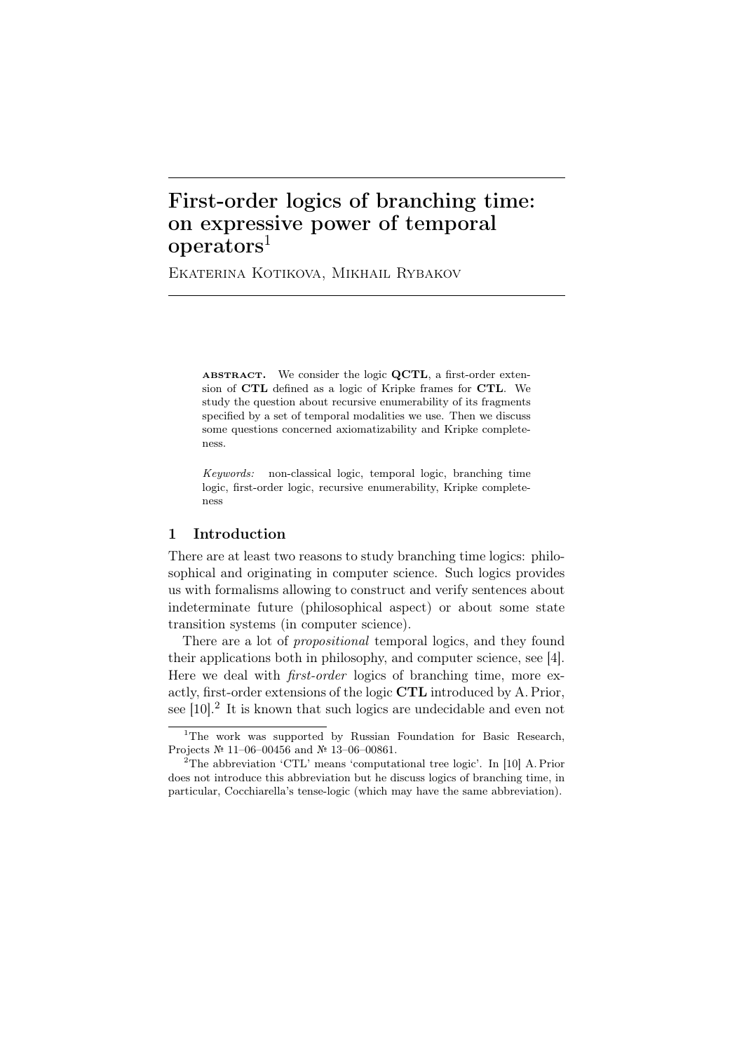# First-order logics of branching time: on expressive power of temporal operators[1]

Ekaterina Kotikova, Mikhail Rybakov

**abstract.** We consider the logic **QCTL**, a first-order extension of **CTL** defined as a logic of Kripke frames for **CTL**. We study the question about recursive enumerability of its fragments specified by a set of temporal modalities we use. Then we discuss some questions concerned axiomatizability and Kripke completeness.

*Keywords:* non-classical logic, temporal logic, branching time logic, first-order logic, recursive enumerability, Kripke completeness

## 1 Introduction

There are at least two reasons to study branching time logics: philosophical and originating in computer science. Such logics provides us with formalisms allowing to construct and verify sentences about indeterminate future (philosophical aspect) or about some state transition systems (in computer science).

There are a lot of *propositional* temporal logics, and they found their applications both in philosophy, and computer science, see [4]. Here we deal with *first-order* logics of branching time, more exactly, first-order extensions of the logic **CTL** introduced by A. Prior, see [10].[2] It is known that such logics are undecidable and even not

[1] The work was supported by Russian Foundation for Basic Research, Projects № 11–06–00456 and № 13–06–00861.

[2] The abbreviation 'CTL' means 'computational tree logic'. In [10] A. Prior does not introduce this abbreviation but he discuss logics of branching time, in particular, Cocchiarella's tense-logic (which may have the same abbreviation).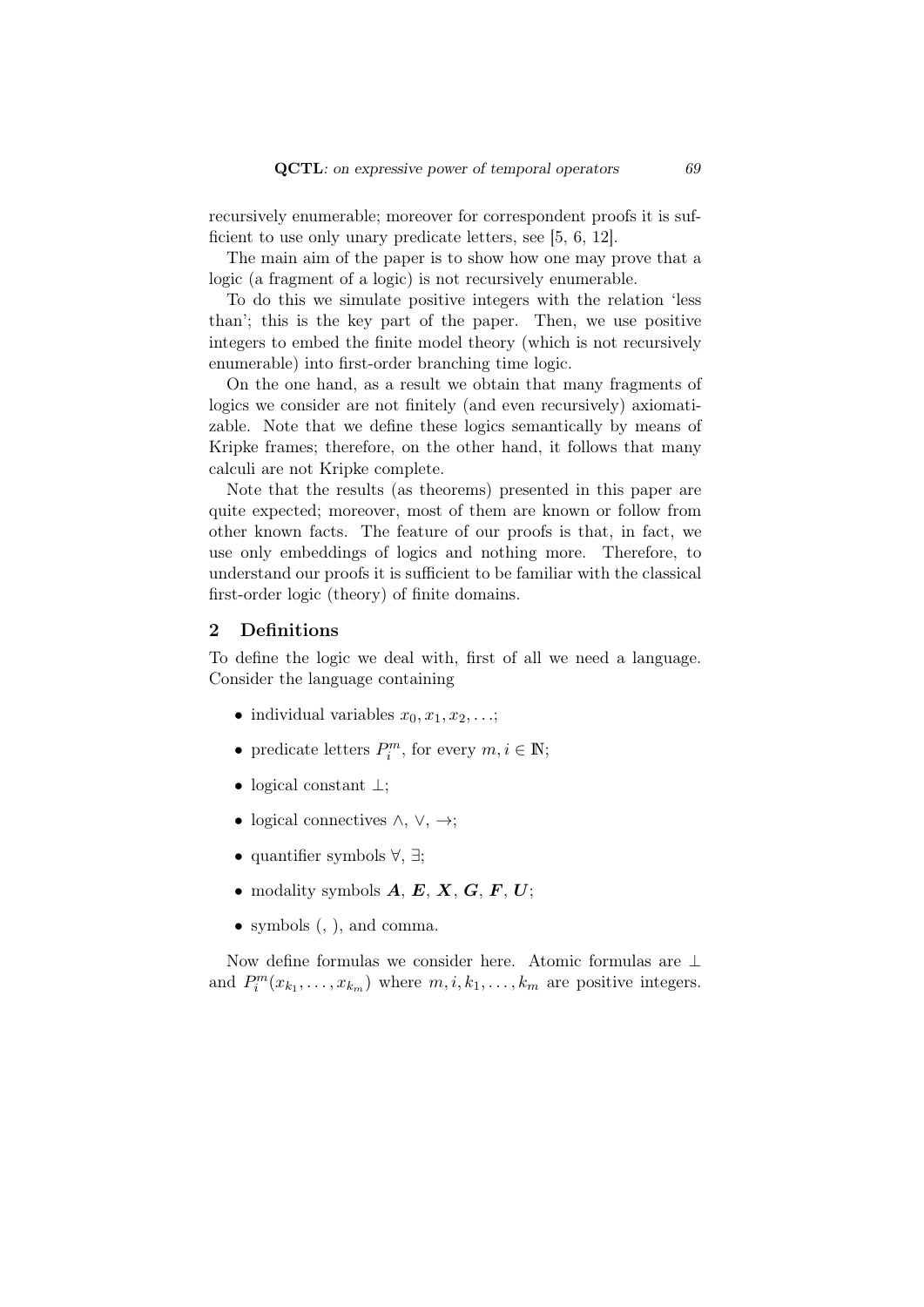recursively enumerable; moreover for correspondent proofs it is sufficient to use only unary predicate letters, see [5, 6, 12].

The main aim of the paper is to show how one may prove that a logic (a fragment of a logic) is not recursively enumerable.

To do this we simulate positive integers with the relation 'less than'; this is the key part of the paper. Then, we use positive integers to embed the finite model theory (which is not recursively enumerable) into first-order branching time logic.

On the one hand, as a result we obtain that many fragments of logics we consider are not finitely (and even recursively) axiomatizable. Note that we define these logics semantically by means of Kripke frames; therefore, on the other hand, it follows that many calculi are not Kripke complete.

Note that the results (as theorems) presented in this paper are quite expected; moreover, most of them are known or follow from other known facts. The feature of our proofs is that, in fact, we use only embeddings of logics and nothing more. Therefore, to understand our proofs it is sufficient to be familiar with the classical first-order logic (theory) of finite domains.

## 2 Definitions

To define the logic we deal with, first of all we need a language. Consider the language containing

- individual variables $x_0, x_1, x_2, \ldots$;
- predicate letters $P_i^m$, for every $m, i \in \mathbb{N}$;
- logical constant $\bot$;
- logical connectives $\wedge$, $\vee$, $\rightarrow$;
- quantifier symbols $\forall$, $\exists$;
- modality symbols $\boldsymbol{A}$, $\boldsymbol{E}$, $\boldsymbol{X}$, $\boldsymbol{G}$, $\boldsymbol{F}$, $\boldsymbol{U}$;
- symbols (, ), and comma.

Now define formulas we consider here. Atomic formulas are $\bot$ and $P_i^m(x_{k_1}, \ldots, x_{k_m})$ where $m, i, k_1, \ldots, k_m$ are positive integers.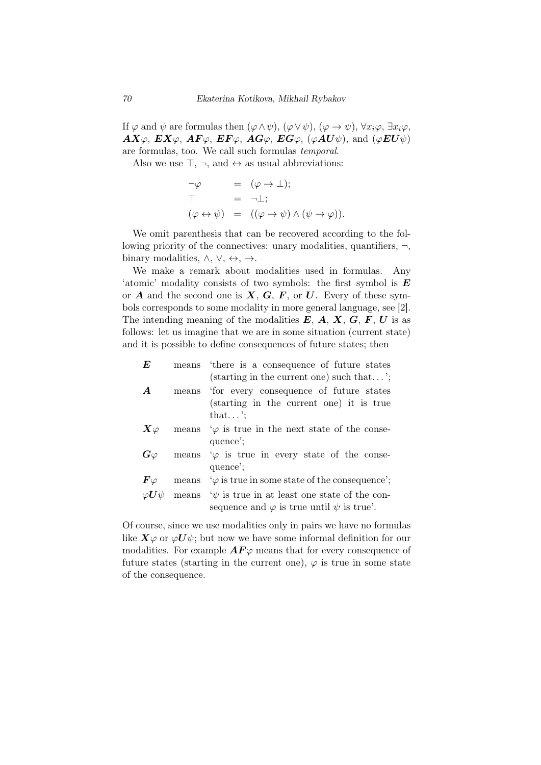If $\varphi$ and $\psi$ are formulas then $(\varphi \wedge \psi)$, $(\varphi \vee \psi)$, $(\varphi \to \psi)$, $\forall x_i \varphi$, $\exists x_i \varphi$, $\boldsymbol{AX}\varphi$, $\boldsymbol{EX}\varphi$, $\boldsymbol{AF}\varphi$, $\boldsymbol{EF}\varphi$, $\boldsymbol{AG}\varphi$, $\boldsymbol{EG}\varphi$, $(\varphi \boldsymbol{AU} \psi)$, and $(\varphi \boldsymbol{EU} \psi)$ are formulas, too. We call such formulas *temporal*.

Also we use $\top$, $\neg$, and $\leftrightarrow$ as usual abbreviations:

$$
\begin{array}{lcl}
\neg\varphi & = & (\varphi \to \bot); \\
\top & = & \neg\bot; \\
(\varphi \leftrightarrow \psi) & = & ((\varphi \to \psi) \wedge (\psi \to \varphi)).
\end{array}
$$

We omit parenthesis that can be recovered according to the following priority of the connectives: unary modalities, quantifiers, $\neg$, binary modalities, $\wedge$, $\vee$, $\leftrightarrow$, $\to$.

We make a remark about modalities used in formulas. Any 'atomic' modality consists of two symbols: the first symbol is $\boldsymbol{E}$ or $\boldsymbol{A}$ and the second one is $\boldsymbol{X}$, $\boldsymbol{G}$, $\boldsymbol{F}$, or $\boldsymbol{U}$. Every of these symbols corresponds to some modality in more general language, see [2]. The intending meaning of the modalities $\boldsymbol{E}$, $\boldsymbol{A}$, $\boldsymbol{X}$, $\boldsymbol{G}$, $\boldsymbol{F}$, $\boldsymbol{U}$ is as follows: let us imagine that we are in some situation (current state) and it is possible to define consequences of future states; then

| | | |
|---|---|---|
| $\boldsymbol{E}$ | means | 'there is a consequence of future states (starting in the current one) such that...'; |
| $\boldsymbol{A}$ | means | 'for every consequence of future states (starting in the current one) it is true that...'; |
| $\boldsymbol{X}\varphi$ | means | '$\varphi$ is true in the next state of the consequence'; |
| $\boldsymbol{G}\varphi$ | means | '$\varphi$ is true in every state of the consequence'; |
| $\boldsymbol{F}\varphi$ | means | '$\varphi$ is true in some state of the consequence'; |
| $\varphi\boldsymbol{U}\psi$ | means | '$\psi$ is true in at least one state of the consequence and $\varphi$ is true until $\psi$ is true'. |

Of course, since we use modalities only in pairs we have no formulas like $\boldsymbol{X}\varphi$ or $\varphi\boldsymbol{U}\psi$; but now we have some informal definition for our modalities. For example $\boldsymbol{AF}\varphi$ means that for every consequence of future states (starting in the current one), $\varphi$ is true in some state of the consequence.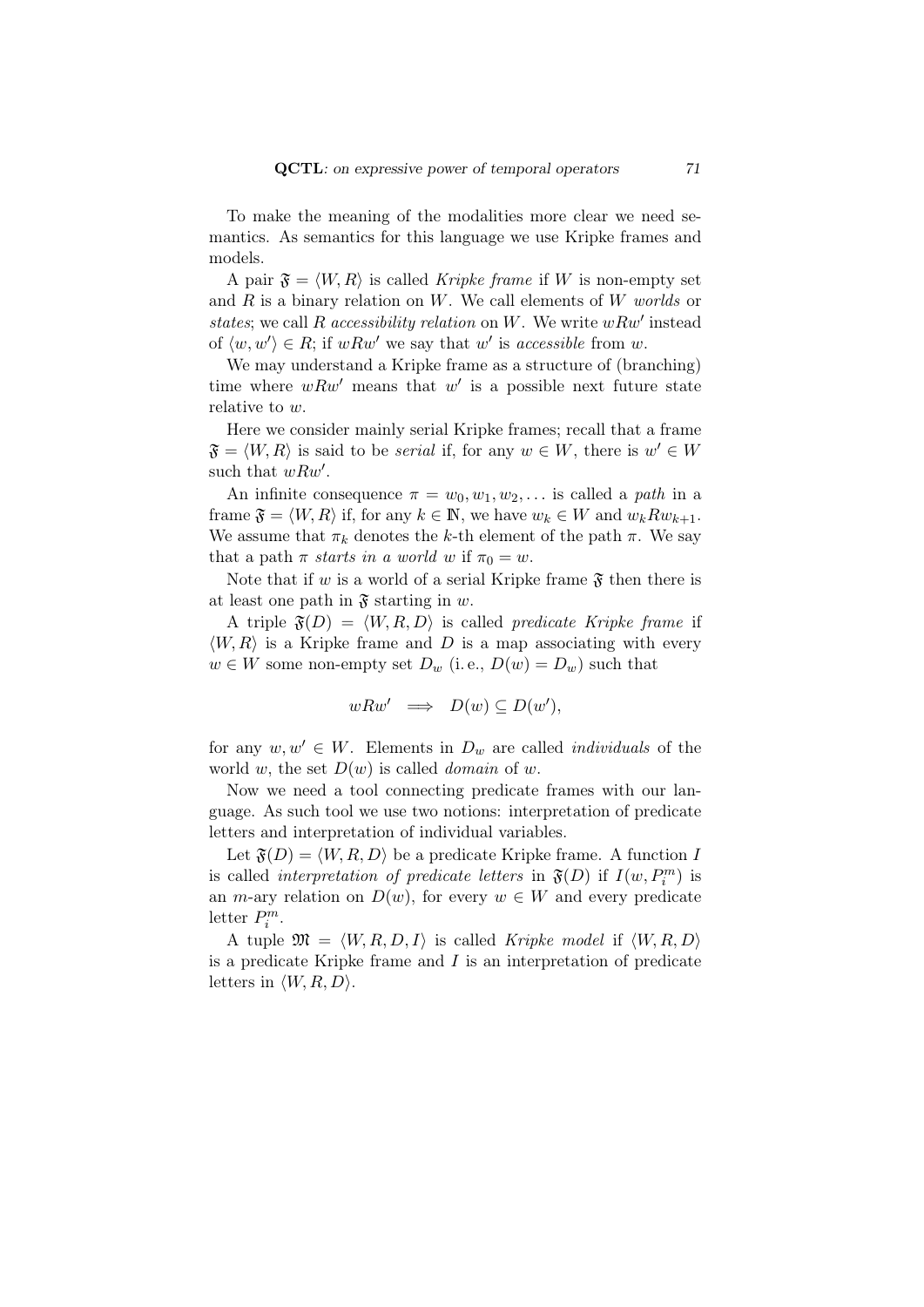To make the meaning of the modalities more clear we need semantics. As semantics for this language we use Kripke frames and models.

A pair $\mathfrak{F} = \langle W, R \rangle$ is called *Kripke frame* if $W$ is non-empty set and $R$ is a binary relation on $W$. We call elements of $W$ *worlds* or *states*; we call $R$ *accessibility relation* on $W$. We write $wRw'$ instead of $\langle w, w' \rangle \in R$; if $wRw'$ we say that $w'$ is *accessible* from $w$.

We may understand a Kripke frame as a structure of (branching) time where $wRw'$ means that $w'$ is a possible next future state relative to $w$.

Here we consider mainly serial Kripke frames; recall that a frame $\mathfrak{F} = \langle W, R \rangle$ is said to be *serial* if, for any $w \in W$, there is $w' \in W$ such that $wRw'$.

An infinite consequence $\pi = w_0, w_1, w_2, \dots$ is called a *path* in a frame $\mathfrak{F} = \langle W, R \rangle$ if, for any $k \in \mathbb{N}$, we have $w_k \in W$ and $w_k R w_{k+1}$. We assume that $\pi_k$ denotes the $k$-th element of the path $\pi$. We say that a path $\pi$ *starts in a world* $w$ if $\pi_0 = w$.

Note that if $w$ is a world of a serial Kripke frame $\mathfrak{F}$ then there is at least one path in $\mathfrak{F}$ starting in $w$.

A triple $\mathfrak{F}(D) = \langle W, R, D \rangle$ is called *predicate Kripke frame* if $\langle W, R \rangle$ is a Kripke frame and $D$ is a map associating with every $w \in W$ some non-empty set $D_w$ (i. e., $D(w) = D_w$) such that

$$wRw' \implies D(w) \subseteq D(w'),$$

for any $w, w' \in W$. Elements in $D_w$ are called *individuals* of the world $w$, the set $D(w)$ is called *domain* of $w$.

Now we need a tool connecting predicate frames with our language. As such tool we use two notions: interpretation of predicate letters and interpretation of individual variables.

Let $\mathfrak{F}(D) = \langle W, R, D \rangle$ be a predicate Kripke frame. A function $I$ is called *interpretation of predicate letters* in $\mathfrak{F}(D)$ if $I(w, P_i^m)$ is an $m$-ary relation on $D(w)$, for every $w \in W$ and every predicate letter $P_i^m$.

A tuple $\mathfrak{M} = \langle W, R, D, I \rangle$ is called *Kripke model* if $\langle W, R, D \rangle$ is a predicate Kripke frame and $I$ is an interpretation of predicate letters in $\langle W, R, D \rangle$.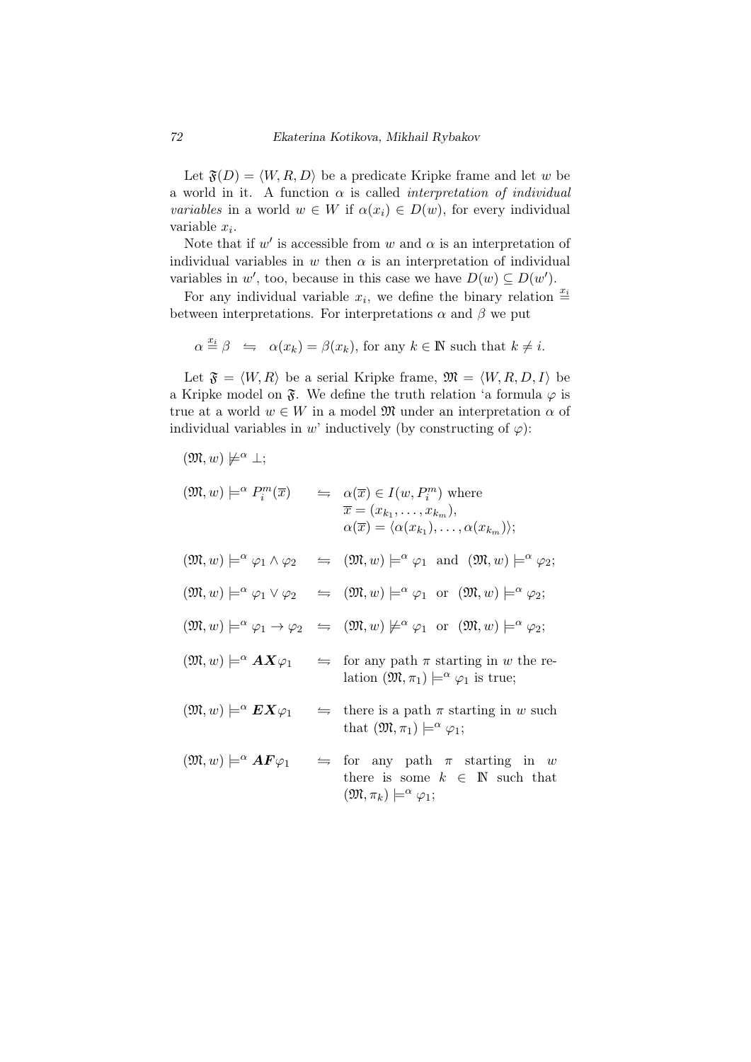Let $\mathfrak{F}(D) = \langle W, R, D\rangle$ be a predicate Kripke frame and let $w$ be a world in it. A function $\alpha$ is called *interpretation of individual variables* in a world $w \in W$ if $\alpha(x_i) \in D(w)$, for every individual variable $x_i$.

Note that if $w'$ is accessible from $w$ and $\alpha$ is an interpretation of individual variables in $w$ then $\alpha$ is an interpretation of individual variables in $w'$, too, because in this case we have $D(w) \subseteq D(w')$.

For any individual variable $x_i$, we define the binary relation $\stackrel{x_i}{\equiv}$ between interpretations. For interpretations $\alpha$ and $\beta$ we put

$$\alpha \stackrel{x_i}{\equiv} \beta \;\;\leftrightharpoons\;\; \alpha(x_k) = \beta(x_k), \text{ for any } k \in \mathbb{N} \text{ such that } k \neq i.$$

Let $\mathfrak{F} = \langle W, R\rangle$ be a serial Kripke frame, $\mathfrak{M} = \langle W, R, D, I\rangle$ be a Kripke model on $\mathfrak{F}$. We define the truth relation 'a formula $\varphi$ is true at a world $w \in W$ in a model $\mathfrak{M}$ under an interpretation $\alpha$ of individual variables in $w$' inductively (by constructing of $\varphi$):

$(\mathfrak{M}, w) \not\models^{\alpha} \bot$;

$(\mathfrak{M}, w) \models^{\alpha} P_i^m(\overline{x}) \;\;\leftrightharpoons\;\; \alpha(\overline{x}) \in I(w, P_i^m)$ where $\overline{x} = (x_{k_1}, \ldots, x_{k_m})$, $\alpha(\overline{x}) = \langle \alpha(x_{k_1}), \ldots, \alpha(x_{k_m})\rangle$;

$(\mathfrak{M}, w) \models^{\alpha} \varphi_1 \wedge \varphi_2 \;\;\leftrightharpoons\;\; (\mathfrak{M}, w) \models^{\alpha} \varphi_1$ and $(\mathfrak{M}, w) \models^{\alpha} \varphi_2$;

$(\mathfrak{M}, w) \models^{\alpha} \varphi_1 \vee \varphi_2 \;\;\leftrightharpoons\;\; (\mathfrak{M}, w) \models^{\alpha} \varphi_1$ or $(\mathfrak{M}, w) \models^{\alpha} \varphi_2$;

$(\mathfrak{M}, w) \models^{\alpha} \varphi_1 \to \varphi_2 \;\;\leftrightharpoons\;\; (\mathfrak{M}, w) \not\models^{\alpha} \varphi_1$ or $(\mathfrak{M}, w) \models^{\alpha} \varphi_2$;

$(\mathfrak{M}, w) \models^{\alpha} \boldsymbol{AX}\varphi_1 \;\;\leftrightharpoons\;\;$ for any path $\pi$ starting in $w$ the relation $(\mathfrak{M}, \pi_1) \models^{\alpha} \varphi_1$ is true;

$(\mathfrak{M}, w) \models^{\alpha} \boldsymbol{EX}\varphi_1 \;\;\leftrightharpoons\;\;$ there is a path $\pi$ starting in $w$ such that $(\mathfrak{M}, \pi_1) \models^{\alpha} \varphi_1$;

$(\mathfrak{M}, w) \models^{\alpha} \boldsymbol{AF}\varphi_1 \;\;\leftrightharpoons\;\;$ for any path $\pi$ starting in $w$ there is some $k \in \mathbb{N}$ such that $(\mathfrak{M}, \pi_k) \models^{\alpha} \varphi_1$;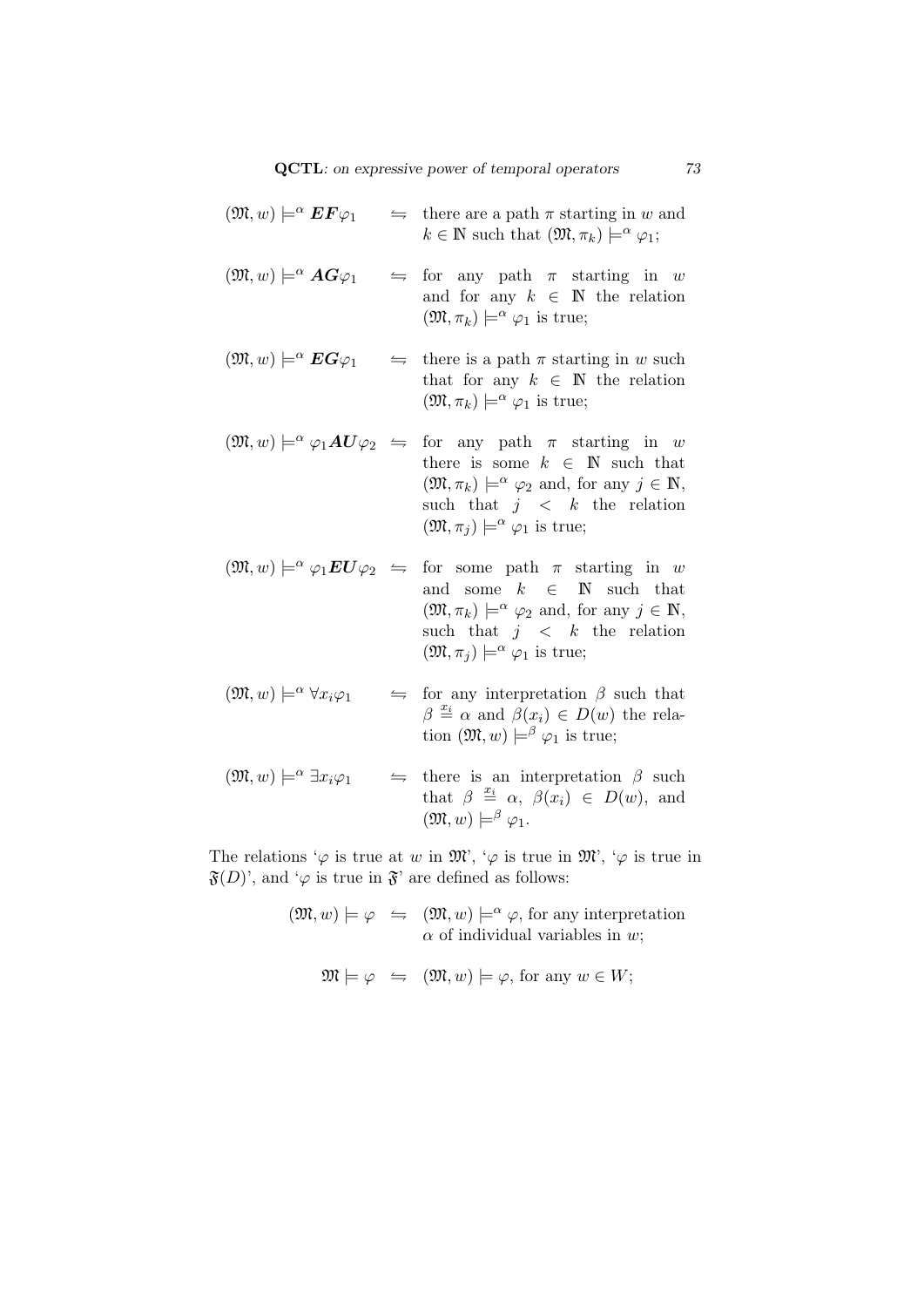$(\mathfrak{M}, w) \models^\alpha \boldsymbol{EF}\varphi_1 \quad \leftrightharpoons \quad$ there are a path $\pi$ starting in $w$ and $k \in \mathbb{N}$ such that $(\mathfrak{M}, \pi_k) \models^\alpha \varphi_1$;

$(\mathfrak{M}, w) \models^\alpha \boldsymbol{AG}\varphi_1 \quad \leftrightharpoons \quad$ for any path $\pi$ starting in $w$ and for any $k \in \mathbb{N}$ the relation $(\mathfrak{M}, \pi_k) \models^\alpha \varphi_1$ is true;

$(\mathfrak{M}, w) \models^\alpha \boldsymbol{EG}\varphi_1 \quad \leftrightharpoons \quad$ there is a path $\pi$ starting in $w$ such that for any $k \in \mathbb{N}$ the relation $(\mathfrak{M}, \pi_k) \models^\alpha \varphi_1$ is true;

$(\mathfrak{M}, w) \models^\alpha \varphi_1 \boldsymbol{AU} \varphi_2 \quad \leftrightharpoons \quad$ for any path $\pi$ starting in $w$ there is some $k \in \mathbb{N}$ such that $(\mathfrak{M}, \pi_k) \models^\alpha \varphi_2$ and, for any $j \in \mathbb{N}$, such that $j < k$ the relation $(\mathfrak{M}, \pi_j) \models^\alpha \varphi_1$ is true;

$(\mathfrak{M}, w) \models^\alpha \varphi_1 \boldsymbol{EU} \varphi_2 \quad \leftrightharpoons \quad$ for some path $\pi$ starting in $w$ and some $k \in \mathbb{N}$ such that $(\mathfrak{M}, \pi_k) \models^\alpha \varphi_2$ and, for any $j \in \mathbb{N}$, such that $j < k$ the relation $(\mathfrak{M}, \pi_j) \models^\alpha \varphi_1$ is true;

$(\mathfrak{M}, w) \models^\alpha \forall x_i \varphi_1 \quad \leftrightharpoons \quad$ for any interpretation $\beta$ such that $\beta \overset{x_i}{\equiv} \alpha$ and $\beta(x_i) \in D(w)$ the relation $(\mathfrak{M}, w) \models^\beta \varphi_1$ is true;

$(\mathfrak{M}, w) \models^\alpha \exists x_i \varphi_1 \quad \leftrightharpoons \quad$ there is an interpretation $\beta$ such that $\beta \overset{x_i}{\equiv} \alpha$, $\beta(x_i) \in D(w)$, and $(\mathfrak{M}, w) \models^\beta \varphi_1$.

The relations '$\varphi$ is true at $w$ in $\mathfrak{M}$', '$\varphi$ is true in $\mathfrak{M}$', '$\varphi$ is true in $\mathfrak{F}(D)$', and '$\varphi$ is true in $\mathfrak{F}$' are defined as follows:

$(\mathfrak{M}, w) \models \varphi \quad \leftrightharpoons \quad (\mathfrak{M}, w) \models^\alpha \varphi$, for any interpretation $\alpha$ of individual variables in $w$;

$\mathfrak{M} \models \varphi \quad \leftrightharpoons \quad (\mathfrak{M}, w) \models \varphi$, for any $w \in W$;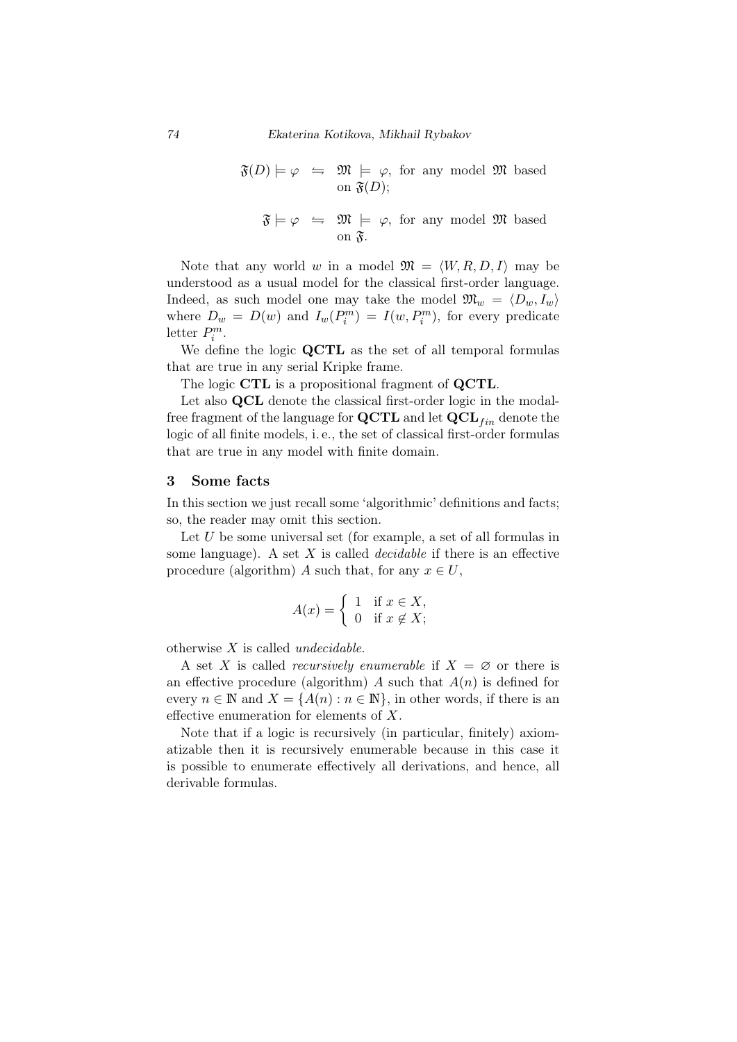$$\mathfrak{F}(D) \models \varphi \;\leftrightharpoons\; \mathfrak{M} \models \varphi, \text{ for any model } \mathfrak{M} \text{ based on } \mathfrak{F}(D);$$

$$\mathfrak{F} \models \varphi \;\leftrightharpoons\; \mathfrak{M} \models \varphi, \text{ for any model } \mathfrak{M} \text{ based on } \mathfrak{F}.$$

Note that any world $w$ in a model $\mathfrak{M} = \langle W, R, D, I \rangle$ may be understood as a usual model for the classical first-order language. Indeed, as such model one may take the model $\mathfrak{M}_w = \langle D_w, I_w \rangle$ where $D_w = D(w)$ and $I_w(P_i^m) = I(w, P_i^m)$, for every predicate letter $P_i^m$.

We define the logic **QCTL** as the set of all temporal formulas that are true in any serial Kripke frame.

The logic **CTL** is a propositional fragment of **QCTL**.

Let also **QCL** denote the classical first-order logic in the modal-free fragment of the language for **QCTL** and let $\mathbf{QCL}_{fin}$ denote the logic of all finite models, i. e., the set of classical first-order formulas that are true in any model with finite domain.

## 3 Some facts

In this section we just recall some 'algorithmic' definitions and facts; so, the reader may omit this section.

Let $U$ be some universal set (for example, a set of all formulas in some language). A set $X$ is called *decidable* if there is an effective procedure (algorithm) $A$ such that, for any $x \in U$,

$$A(x) = \begin{cases} 1 & \text{if } x \in X, \\ 0 & \text{if } x \notin X; \end{cases}$$

otherwise $X$ is called *undecidable*.

A set $X$ is called *recursively enumerable* if $X = \varnothing$ or there is an effective procedure (algorithm) $A$ such that $A(n)$ is defined for every $n \in \mathbb{N}$ and $X = \{A(n) : n \in \mathbb{N}\}$, in other words, if there is an effective enumeration for elements of $X$.

Note that if a logic is recursively (in particular, finitely) axiomatizable then it is recursively enumerable because in this case it is possible to enumerate effectively all derivations, and hence, all derivable formulas.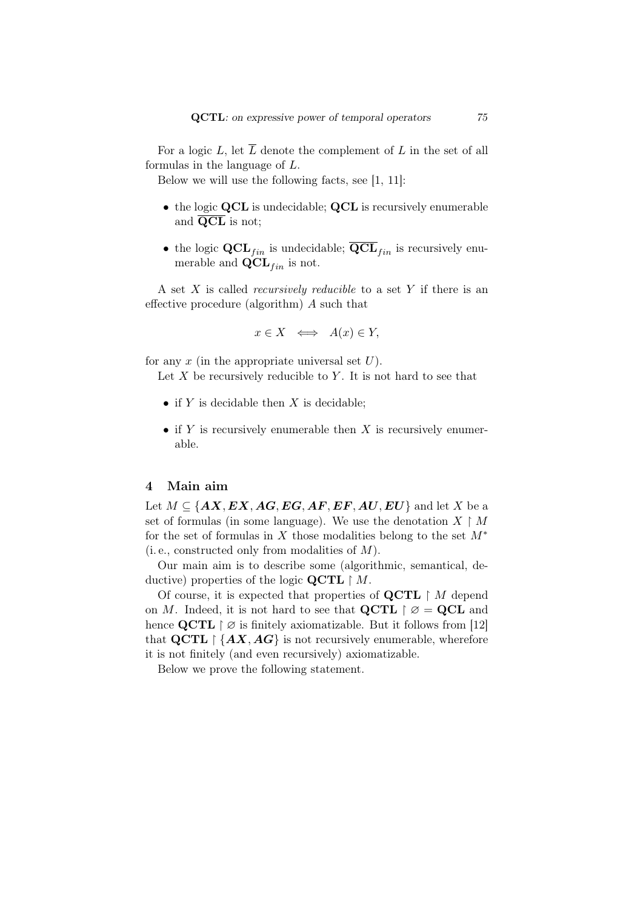For a logic $L$, let $\overline{L}$ denote the complement of $L$ in the set of all formulas in the language of $L$.

Below we will use the following facts, see [1, 11]:

- the logic **QCL** is undecidable; **QCL** is recursively enumerable and $\overline{\mathbf{QCL}}$ is not;
- the logic $\mathbf{QCL}_{fin}$ is undecidable; $\overline{\mathbf{QCL}}_{fin}$ is recursively enumerable and $\mathbf{QCL}_{fin}$ is not.

A set $X$ is called *recursively reducible* to a set $Y$ if there is an effective procedure (algorithm) $A$ such that

$$x \in X \iff A(x) \in Y,$$

for any $x$ (in the appropriate universal set $U$).

Let $X$ be recursively reducible to $Y$. It is not hard to see that

- if $Y$ is decidable then $X$ is decidable;
- if $Y$ is recursively enumerable then $X$ is recursively enumerable.

## 4 Main aim

Let $M \subseteq \{\boldsymbol{AX}, \boldsymbol{EX}, \boldsymbol{AG}, \boldsymbol{EG}, \boldsymbol{AF}, \boldsymbol{EF}, \boldsymbol{AU}, \boldsymbol{EU}\}$ and let $X$ be a set of formulas (in some language). We use the denotation $X \restriction M$ for the set of formulas in $X$ those modalities belong to the set $M^*$ (i.e., constructed only from modalities of $M$).

Our main aim is to describe some (algorithmic, semantical, deductive) properties of the logic $\mathbf{QCTL} \restriction M$.

Of course, it is expected that properties of $\mathbf{QCTL} \restriction M$ depend on $M$. Indeed, it is not hard to see that $\mathbf{QCTL} \restriction \varnothing = \mathbf{QCL}$ and hence $\mathbf{QCTL} \restriction \varnothing$ is finitely axiomatizable. But it follows from [12] that $\mathbf{QCTL} \restriction \{\boldsymbol{AX}, \boldsymbol{AG}\}$ is not recursively enumerable, wherefore it is not finitely (and even recursively) axiomatizable.

Below we prove the following statement.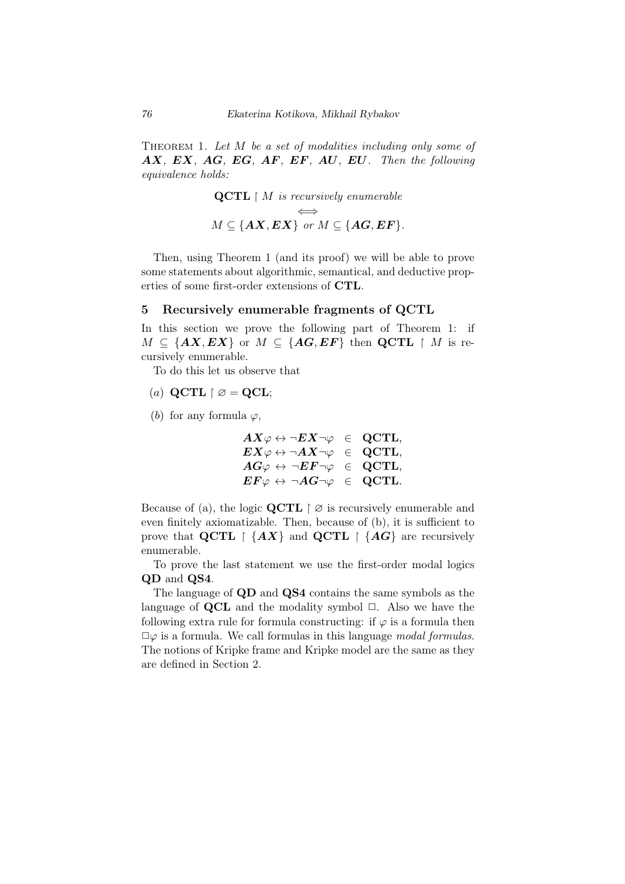THEOREM 1. *Let $M$ be a set of modalities including only some of $\boldsymbol{AX}$, $\boldsymbol{EX}$, $\boldsymbol{AG}$, $\boldsymbol{EG}$, $\boldsymbol{AF}$, $\boldsymbol{EF}$, $\boldsymbol{AU}$, $\boldsymbol{EU}$. Then the following equivalence holds:*

$$\mathbf{QCTL} \restriction M \text{ is recursively enumerable}$$
$$\Longleftrightarrow$$
$$M \subseteq \{\boldsymbol{AX}, \boldsymbol{EX}\} \text{ or } M \subseteq \{\boldsymbol{AG}, \boldsymbol{EF}\}.$$

Then, using Theorem 1 (and its proof) we will be able to prove some statements about algorithmic, semantical, and deductive properties of some first-order extensions of **CTL**.

## 5 Recursively enumerable fragments of QCTL

In this section we prove the following part of Theorem 1: if $M \subseteq \{\boldsymbol{AX}, \boldsymbol{EX}\}$ or $M \subseteq \{\boldsymbol{AG}, \boldsymbol{EF}\}$ then $\mathbf{QCTL} \restriction M$ is recursively enumerable.

To do this let us observe that

(*a*) $\mathbf{QCTL} \restriction \varnothing = \mathbf{QCL}$;

(*b*) for any formula $\varphi$,

$$\begin{array}{lcl}
\boldsymbol{AX}\varphi \leftrightarrow \neg \boldsymbol{EX}\neg\varphi & \in & \mathbf{QCTL}, \\
\boldsymbol{EX}\varphi \leftrightarrow \neg \boldsymbol{AX}\neg\varphi & \in & \mathbf{QCTL}, \\
\boldsymbol{AG}\varphi \leftrightarrow \neg \boldsymbol{EF}\neg\varphi & \in & \mathbf{QCTL}, \\
\boldsymbol{EF}\varphi \leftrightarrow \neg \boldsymbol{AG}\neg\varphi & \in & \mathbf{QCTL}.
\end{array}$$

Because of (a), the logic $\mathbf{QCTL} \restriction \varnothing$ is recursively enumerable and even finitely axiomatizable. Then, because of (b), it is sufficient to prove that $\mathbf{QCTL} \restriction \{\boldsymbol{AX}\}$ and $\mathbf{QCTL} \restriction \{\boldsymbol{AG}\}$ are recursively enumerable.

To prove the last statement we use the first-order modal logics **QD** and **QS4**.

The language of **QD** and **QS4** contains the same symbols as the language of **QCL** and the modality symbol $\Box$. Also we have the following extra rule for formula constructing: if $\varphi$ is a formula then $\Box\varphi$ is a formula. We call formulas in this language *modal formulas*. The notions of Kripke frame and Kripke model are the same as they are defined in Section 2.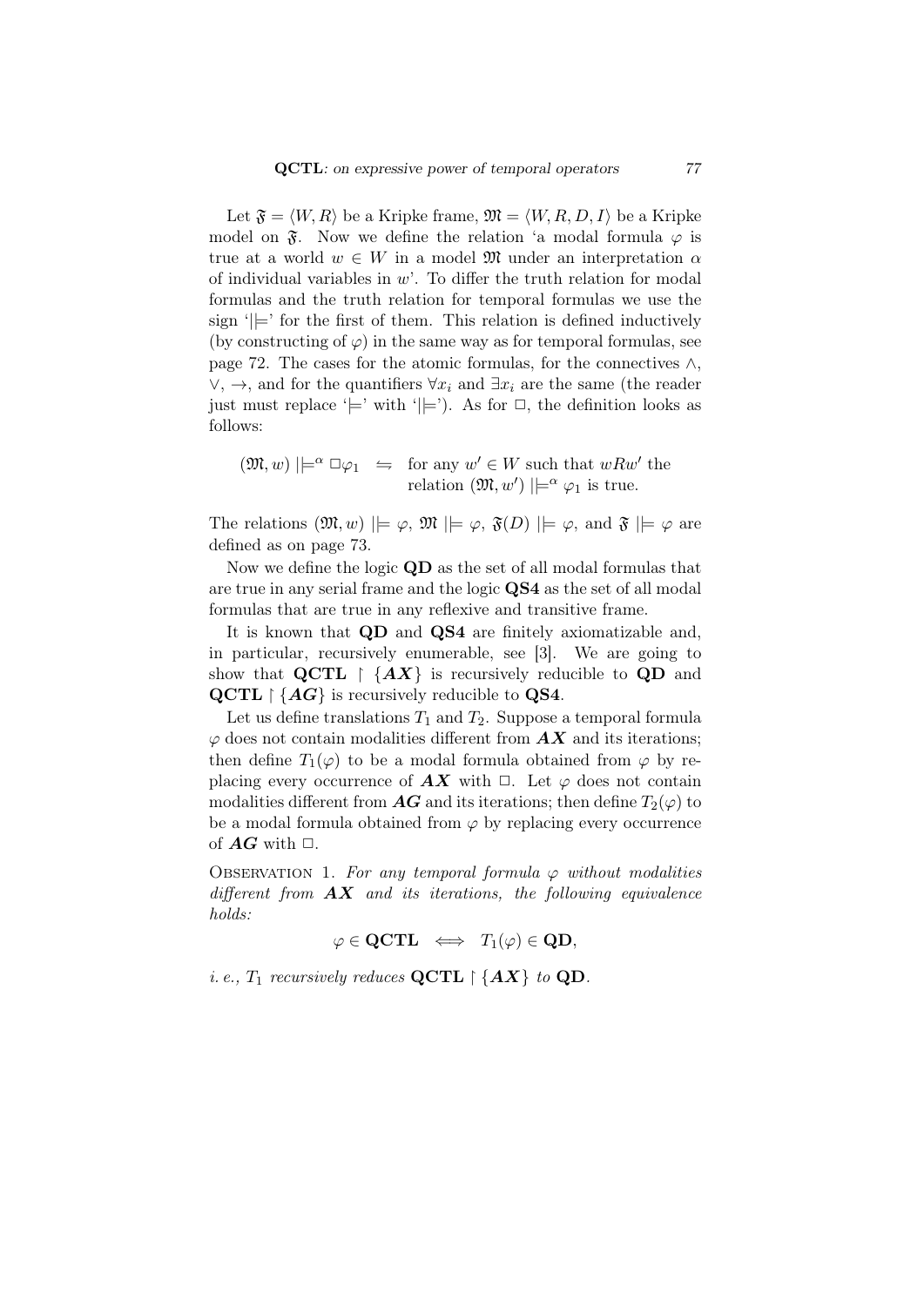Let $\mathfrak{F} = \langle W, R\rangle$ be a Kripke frame, $\mathfrak{M} = \langle W, R, D, I\rangle$ be a Kripke model on $\mathfrak{F}$. Now we define the relation 'a modal formula $\varphi$ is true at a world $w \in W$ in a model $\mathfrak{M}$ under an interpretation $\alpha$ of individual variables in $w$'. To differ the truth relation for modal formulas and the truth relation for temporal formulas we use the sign '$|\!\models$' for the first of them. This relation is defined inductively (by constructing of $\varphi$) in the same way as for temporal formulas, see page 72. The cases for the atomic formulas, for the connectives $\wedge$, $\vee$, $\to$, and for the quantifiers $\forall x_i$ and $\exists x_i$ are the same (the reader just must replace '$\models$' with '$|\!\models$'). As for $\Box$, the definition looks as follows:

$$(\mathfrak{M}, w) \;|\!\models^\alpha \Box\varphi_1 \quad \leftrightharpoons \quad \text{for any } w' \in W \text{ such that } wRw' \text{ the relation } (\mathfrak{M}, w') \;|\!\models^\alpha \varphi_1 \text{ is true.}$$

The relations $(\mathfrak{M}, w) \;|\!\models \varphi$, $\mathfrak{M} \;|\!\models \varphi$, $\mathfrak{F}(D) \;|\!\models \varphi$, and $\mathfrak{F} \;|\!\models \varphi$ are defined as on page 73.

Now we define the logic **QD** as the set of all modal formulas that are true in any serial frame and the logic **QS4** as the set of all modal formulas that are true in any reflexive and transitive frame.

It is known that **QD** and **QS4** are finitely axiomatizable and, in particular, recursively enumerable, see [3]. We are going to show that $\mathbf{QCTL} \restriction \{\boldsymbol{AX}\}$ is recursively reducible to **QD** and $\mathbf{QCTL} \restriction \{\boldsymbol{AG}\}$ is recursively reducible to **QS4**.

Let us define translations $T_1$ and $T_2$. Suppose a temporal formula $\varphi$ does not contain modalities different from $\boldsymbol{AX}$ and its iterations; then define $T_1(\varphi)$ to be a modal formula obtained from $\varphi$ by replacing every occurrence of $\boldsymbol{AX}$ with $\Box$. Let $\varphi$ does not contain modalities different from $\boldsymbol{AG}$ and its iterations; then define $T_2(\varphi)$ to be a modal formula obtained from $\varphi$ by replacing every occurrence of $\boldsymbol{AG}$ with $\Box$.

Observation 1. *For any temporal formula $\varphi$ without modalities different from $\boldsymbol{AX}$ and its iterations, the following equivalence holds:*

$$\varphi \in \mathbf{QCTL} \iff T_1(\varphi) \in \mathbf{QD},$$

*i. e., $T_1$ recursively reduces $\mathbf{QCTL} \restriction \{\boldsymbol{AX}\}$ to* **QD**.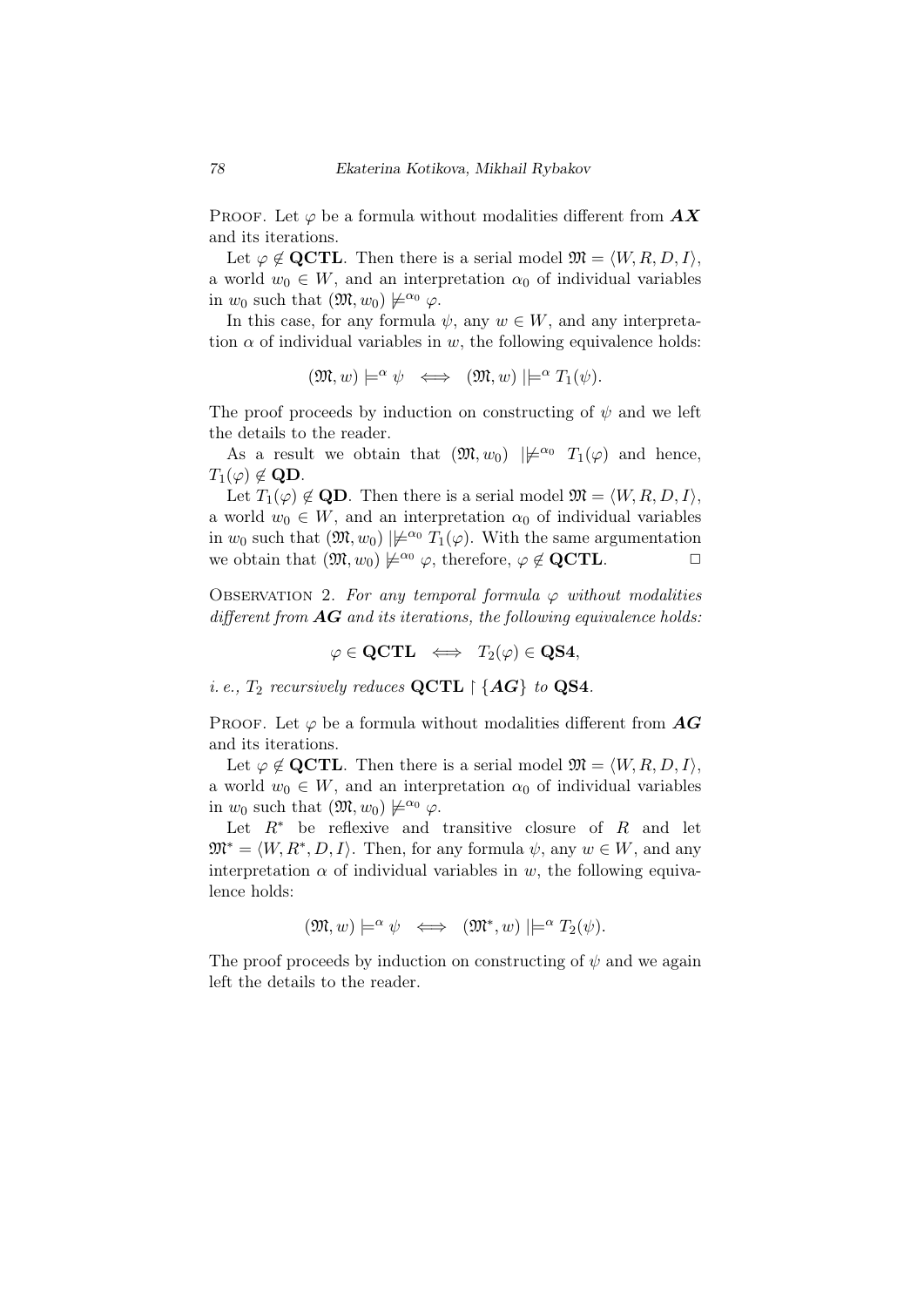Proof. Let $\varphi$ be a formula without modalities different from $\boldsymbol{AX}$ and its iterations.

Let $\varphi \notin \mathbf{QCTL}$. Then there is a serial model $\mathfrak{M} = \langle W, R, D, I \rangle$, a world $w_0 \in W$, and an interpretation $\alpha_0$ of individual variables in $w_0$ such that $(\mathfrak{M}, w_0) \not\models^{\alpha_0} \varphi$.

In this case, for any formula $\psi$, any $w \in W$, and any interpretation $\alpha$ of individual variables in $w$, the following equivalence holds:

$$(\mathfrak{M}, w) \models^{\alpha} \psi \iff (\mathfrak{M}, w) \mid\models^{\alpha} T_1(\psi).$$

The proof proceeds by induction on constructing of $\psi$ and we left the details to the reader.

As a result we obtain that $(\mathfrak{M}, w_0) \mid\not\models^{\alpha_0} T_1(\varphi)$ and hence, $T_1(\varphi) \notin \mathbf{QD}$.

Let $T_1(\varphi) \notin \mathbf{QD}$. Then there is a serial model $\mathfrak{M} = \langle W, R, D, I \rangle$, a world $w_0 \in W$, and an interpretation $\alpha_0$ of individual variables in $w_0$ such that $(\mathfrak{M}, w_0) \mid\not\models^{\alpha_0} T_1(\varphi)$. With the same argumentation we obtain that $(\mathfrak{M}, w_0) \not\models^{\alpha_0} \varphi$, therefore, $\varphi \notin \mathbf{QCTL}$. $\Box$

Observation 2. *For any temporal formula $\varphi$ without modalities different from $\boldsymbol{AG}$ and its iterations, the following equivalence holds:*

$$\varphi \in \mathbf{QCTL} \iff T_2(\varphi) \in \mathbf{QS4},$$

*i. e., $T_2$ recursively reduces $\mathbf{QCTL} \restriction \{\boldsymbol{AG}\}$ to $\mathbf{QS4}$.*

Proof. Let $\varphi$ be a formula without modalities different from $\boldsymbol{AG}$ and its iterations.

Let $\varphi \notin \mathbf{QCTL}$. Then there is a serial model $\mathfrak{M} = \langle W, R, D, I \rangle$, a world $w_0 \in W$, and an interpretation $\alpha_0$ of individual variables in $w_0$ such that $(\mathfrak{M}, w_0) \not\models^{\alpha_0} \varphi$.

Let $R^*$ be reflexive and transitive closure of $R$ and let $\mathfrak{M}^* = \langle W, R^*, D, I \rangle$. Then, for any formula $\psi$, any $w \in W$, and any interpretation $\alpha$ of individual variables in $w$, the following equivalence holds:

$$(\mathfrak{M}, w) \models^{\alpha} \psi \iff (\mathfrak{M}^*, w) \mid\models^{\alpha} T_2(\psi).$$

The proof proceeds by induction on constructing of $\psi$ and we again left the details to the reader.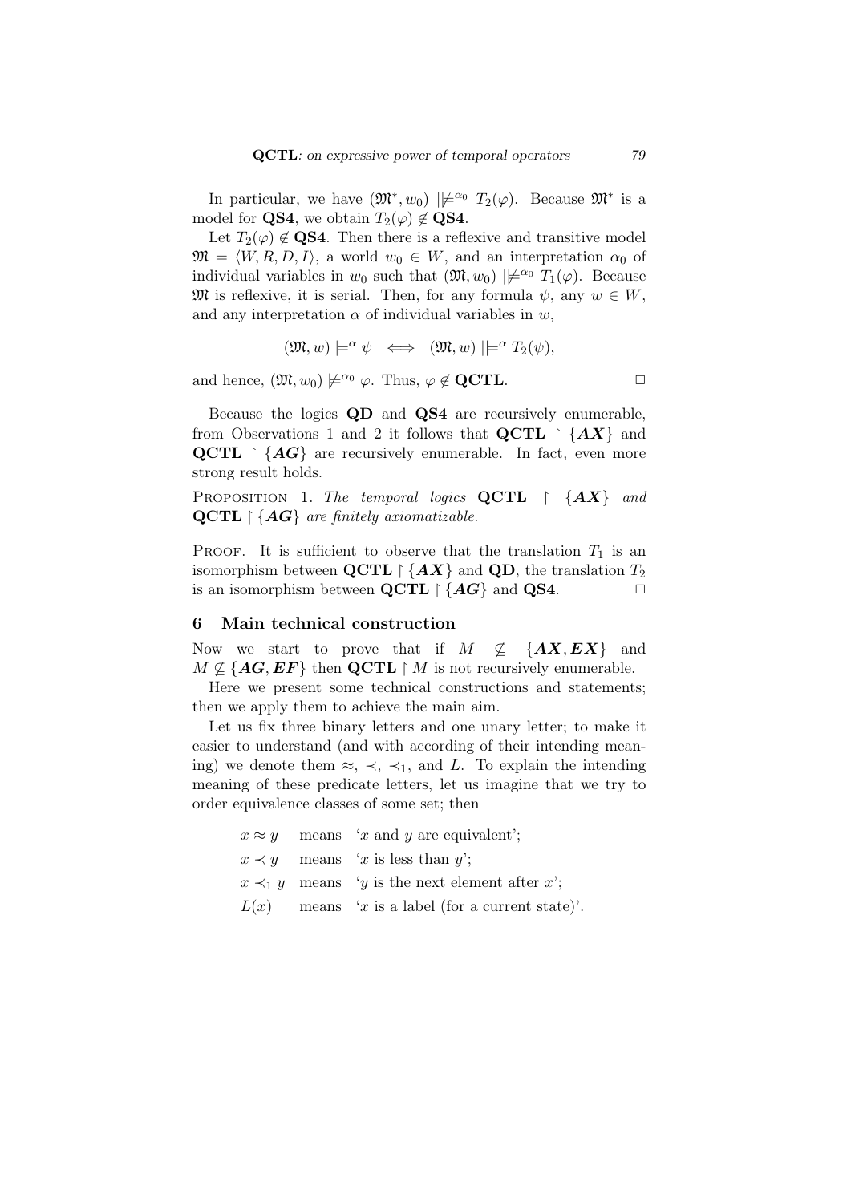In particular, we have $(\mathfrak{M}^*, w_0) \not\models\!\!|^{\alpha_0}\ T_2(\varphi)$. Because $\mathfrak{M}^*$ is a model for **QS4**, we obtain $T_2(\varphi) \notin \mathbf{QS4}$.

Let $T_2(\varphi) \notin \mathbf{QS4}$. Then there is a reflexive and transitive model $\mathfrak{M} = \langle W, R, D, I\rangle$, a world $w_0 \in W$, and an interpretation $\alpha_0$ of individual variables in $w_0$ such that $(\mathfrak{M}, w_0) \not\models\!\!|^{\alpha_0}\ T_1(\varphi)$. Because $\mathfrak{M}$ is reflexive, it is serial. Then, for any formula $\psi$, any $w \in W$, and any interpretation $\alpha$ of individual variables in $w$,

$$(\mathfrak{M}, w) \models^{\alpha} \psi \iff (\mathfrak{M}, w) \mid\!\models^{\alpha} T_2(\psi),$$

and hence, $(\mathfrak{M}, w_0) \not\models^{\alpha_0} \varphi$. Thus, $\varphi \notin \mathbf{QCTL}$. □

Because the logics **QD** and **QS4** are recursively enumerable, from Observations 1 and 2 it follows that $\mathbf{QCTL} \restriction \{\boldsymbol{AX}\}$ and $\mathbf{QCTL} \restriction \{\boldsymbol{AG}\}$ are recursively enumerable. In fact, even more strong result holds.

Proposition 1. *The temporal logics* $\mathbf{QCTL} \restriction \{\boldsymbol{AX}\}$ *and* $\mathbf{QCTL} \restriction \{\boldsymbol{AG}\}$ *are finitely axiomatizable.*

Proof. It is sufficient to observe that the translation $T_1$ is an isomorphism between $\mathbf{QCTL} \restriction \{\boldsymbol{AX}\}$ and **QD**, the translation $T_2$ is an isomorphism between $\mathbf{QCTL} \restriction \{\boldsymbol{AG}\}$ and **QS4**. □

## 6 Main technical construction

Now we start to prove that if $M \not\subseteq \{\boldsymbol{AX}, \boldsymbol{EX}\}$ and $M \not\subseteq \{\boldsymbol{AG}, \boldsymbol{EF}\}$ then $\mathbf{QCTL} \restriction M$ is not recursively enumerable.

Here we present some technical constructions and statements; then we apply them to achieve the main aim.

Let us fix three binary letters and one unary letter; to make it easier to understand (and with according of their intending meaning) we denote them $\approx$, $\prec$, $\prec_1$, and $L$. To explain the intending meaning of these predicate letters, let us imagine that we try to order equivalence classes of some set; then

- $x \approx y$ means '$x$ and $y$ are equivalent';
- $x \prec y$ means '$x$ is less than $y$';
- $x \prec_1 y$ means '$y$ is the next element after $x$';
- $L(x)$ means '$x$ is a label (for a current state)'.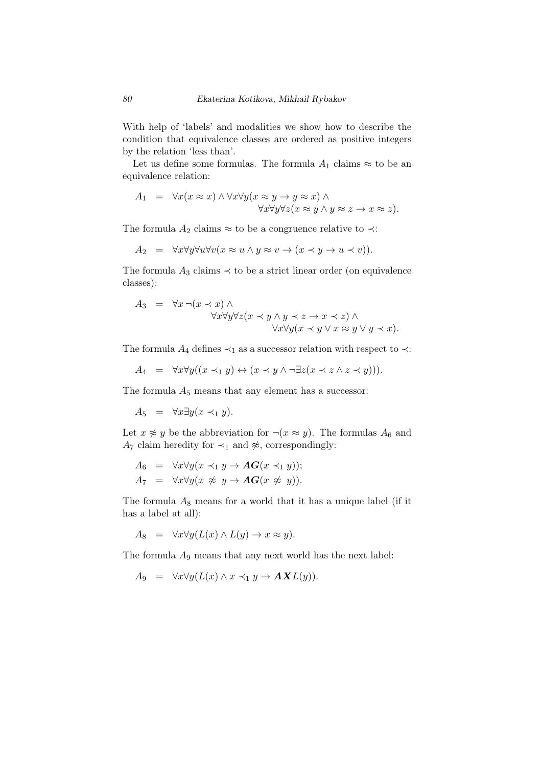With help of 'labels' and modalities we show how to describe the condition that equivalence classes are ordered as positive integers by the relation 'less than'.

Let us define some formulas. The formula $A_1$ claims $\approx$ to be an equivalence relation:

$$A_1 \;=\; \forall x(x \approx x) \wedge \forall x \forall y(x \approx y \to y \approx x) \wedge \forall x \forall y \forall z(x \approx y \wedge y \approx z \to x \approx z).$$

The formula $A_2$ claims $\approx$ to be a congruence relative to $\prec$:

$$A_2 \;=\; \forall x \forall y \forall u \forall v(x \approx u \wedge y \approx v \to (x \prec y \to u \prec v)).$$

The formula $A_3$ claims $\prec$ to be a strict linear order (on equivalence classes):

$$A_3 \;=\; \forall x\, \neg(x \prec x) \wedge \forall x \forall y \forall z(x \prec y \wedge y \prec z \to x \prec z) \wedge \forall x \forall y(x \prec y \vee x \approx y \vee y \prec x).$$

The formula $A_4$ defines $\prec_1$ as a successor relation with respect to $\prec$:

$$A_4 \;=\; \forall x \forall y((x \prec_1 y) \leftrightarrow (x \prec y \wedge \neg \exists z(x \prec z \wedge z \prec y))).$$

The formula $A_5$ means that any element has a successor:

$$A_5 \;=\; \forall x \exists y(x \prec_1 y).$$

Let $x \not\approx y$ be the abbreviation for $\neg(x \approx y)$. The formulas $A_6$ and $A_7$ claim heredity for $\prec_1$ and $\not\approx$, correspondingly:

$$A_6 \;=\; \forall x \forall y(x \prec_1 y \to \boldsymbol{AG}(x \prec_1 y));$$

$$A_7 \;=\; \forall x \forall y(x \not\approx y \to \boldsymbol{AG}(x \not\approx y)).$$

The formula $A_8$ means for a world that it has a unique label (if it has a label at all):

$$A_8 \;=\; \forall x \forall y(L(x) \wedge L(y) \to x \approx y).$$

The formula $A_9$ means that any next world has the next label:

$$A_9 \;=\; \forall x \forall y(L(x) \wedge x \prec_1 y \to \boldsymbol{AX} L(y)).$$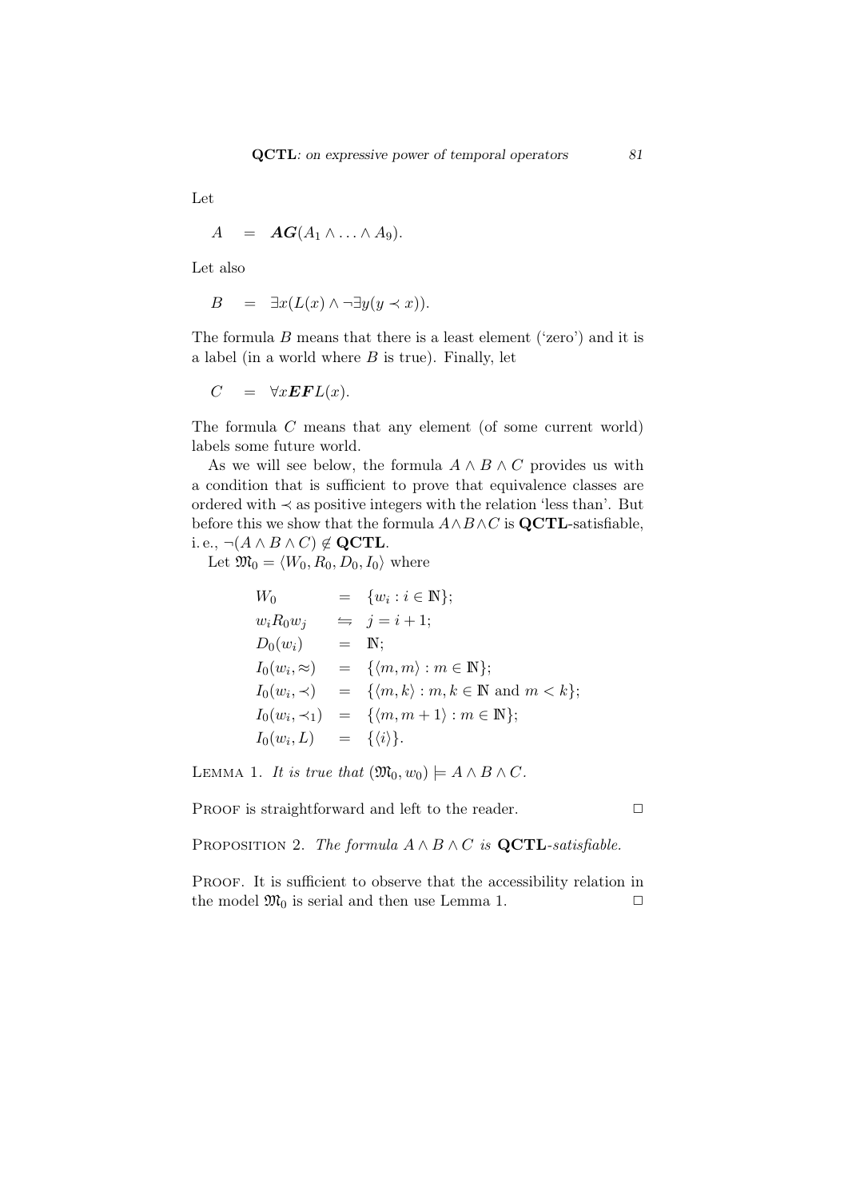Let

$$A \quad = \quad \boldsymbol{AG}(A_1 \wedge \ldots \wedge A_9).$$

Let also

$$B \quad = \quad \exists x(L(x) \wedge \neg \exists y(y \prec x)).$$

The formula $B$ means that there is a least element ('zero') and it is a label (in a world where $B$ is true). Finally, let

$$C \quad = \quad \forall x \boldsymbol{EF} L(x).$$

The formula $C$ means that any element (of some current world) labels some future world.

As we will see below, the formula $A \wedge B \wedge C$ provides us with a condition that is sufficient to prove that equivalence classes are ordered with $\prec$ as positive integers with the relation 'less than'. But before this we show that the formula $A \wedge B \wedge C$ is **QCTL**-satisfiable, i. e., $\neg(A \wedge B \wedge C) \notin \mathbf{QCTL}$.

Let $\mathfrak{M}_0 = \langle W_0, R_0, D_0, I_0 \rangle$ where

$$\begin{array}{lcl}
W_0 & = & \{w_i : i \in \mathbb{N}\}; \\
w_i R_0 w_j & \leftrightharpoons & j = i + 1; \\
D_0(w_i) & = & \mathbb{N}; \\
I_0(w_i, \approx) & = & \{\langle m, m \rangle : m \in \mathbb{N}\}; \\
I_0(w_i, \prec) & = & \{\langle m, k \rangle : m, k \in \mathbb{N} \text{ and } m < k\}; \\
I_0(w_i, \prec_1) & = & \{\langle m, m+1 \rangle : m \in \mathbb{N}\}; \\
I_0(w_i, L) & = & \{\langle i \rangle\}.
\end{array}$$

Lemma 1. *It is true that* $(\mathfrak{M}_0, w_0) \models A \wedge B \wedge C$.

Proof is straightforward and left to the reader. □

Proposition 2. *The formula* $A \wedge B \wedge C$ *is* **QCTL***-satisfiable.*

Proof. It is sufficient to observe that the accessibility relation in the model $\mathfrak{M}_0$ is serial and then use Lemma 1. □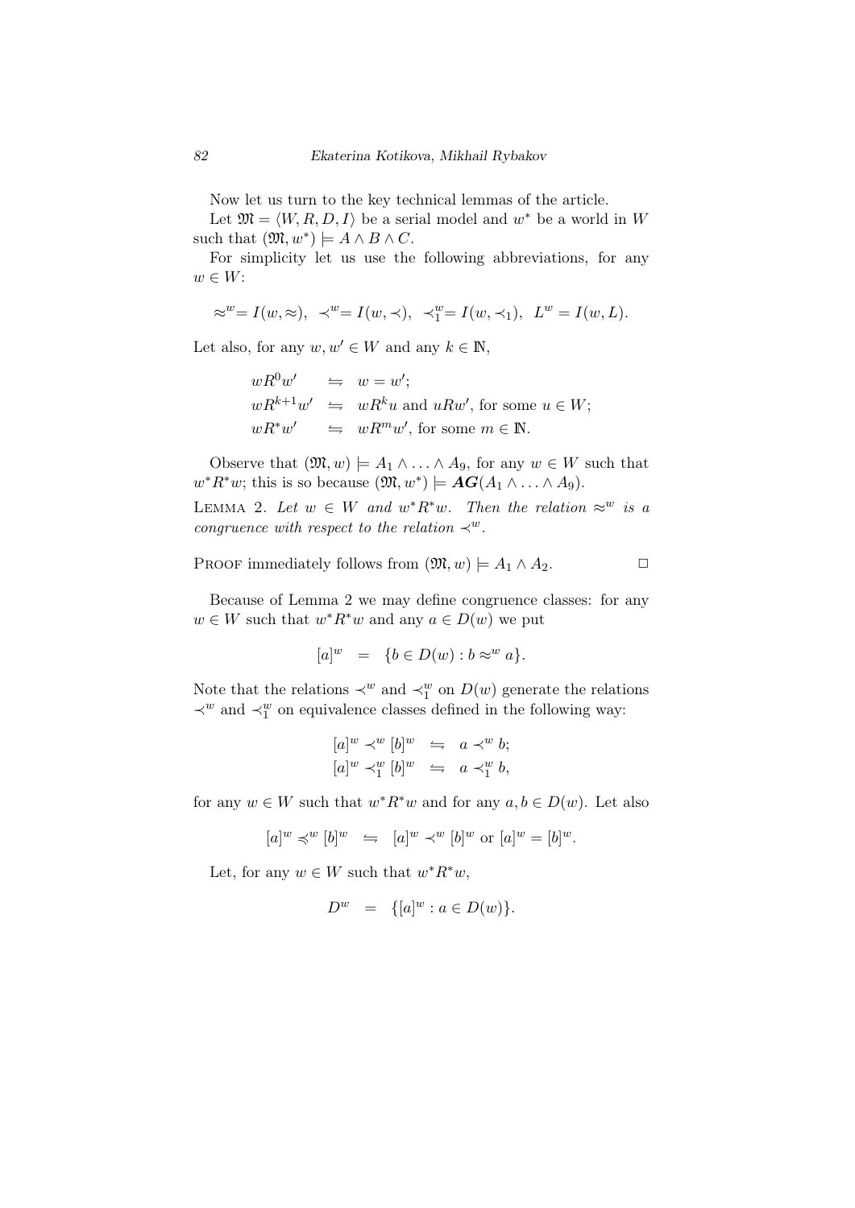Now let us turn to the key technical lemmas of the article.

Let $\mathfrak{M} = \langle W, R, D, I\rangle$ be a serial model and $w^*$ be a world in $W$ such that $(\mathfrak{M}, w^*) \models A \wedge B \wedge C$.

For simplicity let us use the following abbreviations, for any $w \in W$:

$$\approx^w = I(w, \approx), \;\; \prec^w = I(w, \prec), \;\; \prec_1^w = I(w, \prec_1), \;\; L^w = I(w, L).$$

Let also, for any $w, w' \in W$ and any $k \in \mathbb{N}$,

$$\begin{array}{lcl} wR^0w' & \leftrightharpoons & w = w'; \\ wR^{k+1}w' & \leftrightharpoons & wR^ku \text{ and } uRw', \text{ for some } u \in W; \\ wR^*w' & \leftrightharpoons & wR^mw', \text{ for some } m \in \mathbb{N}. \end{array}$$

Observe that $(\mathfrak{M}, w) \models A_1 \wedge \ldots \wedge A_9$, for any $w \in W$ such that $w^*R^*w$; this is so because $(\mathfrak{M}, w^*) \models \boldsymbol{AG}(A_1 \wedge \ldots \wedge A_9)$.

Lemma 2. *Let $w \in W$ and $w^*R^*w$. Then the relation $\approx^w$ is a congruence with respect to the relation $\prec^w$.*

Proof immediately follows from $(\mathfrak{M}, w) \models A_1 \wedge A_2$. $\square$

Because of Lemma 2 we may define congruence classes: for any $w \in W$ such that $w^*R^*w$ and any $a \in D(w)$ we put

$$[a]^w \;\; = \;\; \{b \in D(w) : b \approx^w a\}.$$

Note that the relations $\prec^w$ and $\prec_1^w$ on $D(w)$ generate the relations $\prec^w$ and $\prec_1^w$ on equivalence classes defined in the following way:

$$\begin{array}{lcl} [a]^w \prec^w [b]^w & \leftrightharpoons & a \prec^w b; \\ [a]^w \prec_1^w [b]^w & \leftrightharpoons & a \prec_1^w b, \end{array}$$

for any $w \in W$ such that $w^*R^*w$ and for any $a, b \in D(w)$. Let also

$$[a]^w \preccurlyeq^w [b]^w \;\; \leftrightharpoons \;\; [a]^w \prec^w [b]^w \text{ or } [a]^w = [b]^w.$$

Let, for any $w \in W$ such that $w^*R^*w$,

$$D^w \;\; = \;\; \{[a]^w : a \in D(w)\}.$$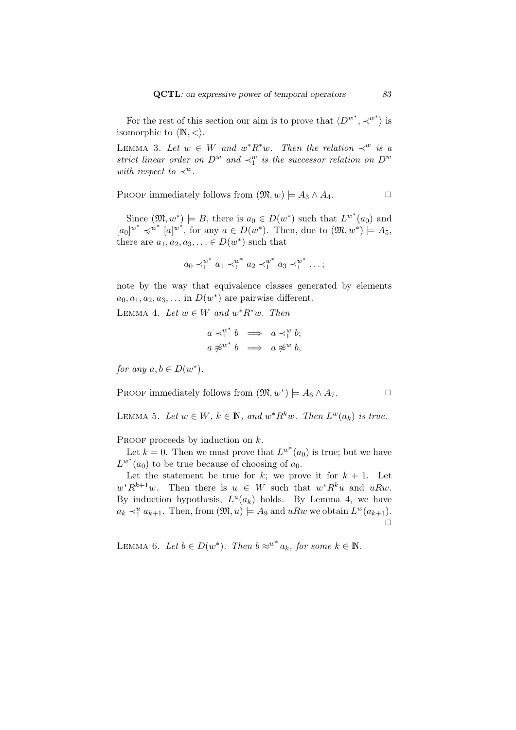For the rest of this section our aim is to prove that $\langle D^{w^*}, \prec^{w^*}\rangle$ is isomorphic to $\langle \mathbb{N}, <\rangle$.

Lemma 3. *Let $w \in W$ and $w^* R^* w$. Then the relation $\prec^w$ is a strict linear order on $D^w$ and $\prec_1^w$ is the successor relation on $D^w$ with respect to $\prec^w$.*

Proof immediately follows from $(\mathfrak{M}, w) \models A_3 \wedge A_4$. $\Box$

Since $(\mathfrak{M}, w^*) \models B$, there is $a_0 \in D(w^*)$ such that $L^{w^*}(a_0)$ and $[a_0]^{w^*} \preccurlyeq^{w^*} [a]^{w^*}$, for any $a \in D(w^*)$. Then, due to $(\mathfrak{M}, w^*) \models A_5$, there are $a_1, a_2, a_3, \ldots \in D(w^*)$ such that

$$a_0 \prec_1^{w^*} a_1 \prec_1^{w^*} a_2 \prec_1^{w^*} a_3 \prec_1^{w^*} \ldots;$$

note by the way that equivalence classes generated by elements $a_0, a_1, a_2, a_3, \ldots$ in $D(w^*)$ are pairwise different.

Lemma 4. *Let $w \in W$ and $w^* R^* w$. Then*

$$\begin{array}{rcl} a \prec_1^{w^*} b & \Longrightarrow & a \prec_1^{w} b; \\ a \not\approx^{w^*} b & \Longrightarrow & a \not\approx^{w} b, \end{array}$$

*for any $a, b \in D(w^*)$.*

Proof immediately follows from $(\mathfrak{M}, w^*) \models A_6 \wedge A_7$. $\Box$

Lemma 5. *Let $w \in W$, $k \in \mathbb{N}$, and $w^* R^k w$. Then $L^w(a_k)$ is true.*

Proof proceeds by induction on $k$.

Let $k = 0$. Then we must prove that $L^{w^*}(a_0)$ is true; but we have $L^{w^*}(a_0)$ to be true because of choosing of $a_0$.

Let the statement be true for $k$; we prove it for $k+1$. Let $w^* R^{k+1} w$. Then there is $u \in W$ such that $w^* R^k u$ and $uRw$. By induction hypothesis, $L^u(a_k)$ holds. By Lemma 4, we have $a_k \prec_1^u a_{k+1}$. Then, from $(\mathfrak{M}, u) \models A_9$ and $uRw$ we obtain $L^w(a_{k+1})$. $\Box$

Lemma 6. *Let $b \in D(w^*)$. Then $b \approx^{w^*} a_k$, for some $k \in \mathbb{N}$.*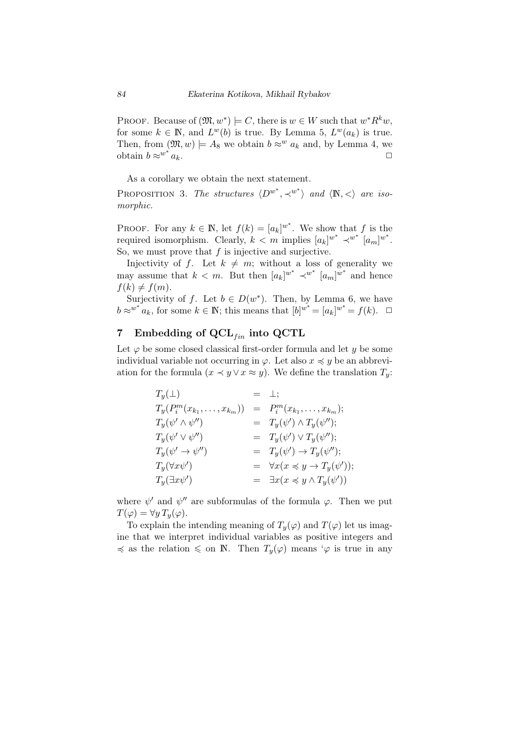PROOF. Because of $(\mathfrak{M}, w^*) \models C$, there is $w \in W$ such that $w^* R^k w$, for some $k \in \mathbb{N}$, and $L^w(b)$ is true. By Lemma 5, $L^w(a_k)$ is true. Then, from $(\mathfrak{M}, w) \models A_8$ we obtain $b \approx^w a_k$ and, by Lemma 4, we obtain $b \approx^{w^*} a_k$. □

As a corollary we obtain the next statement.

PROPOSITION 3. *The structures $\langle D^{w^*}, \prec^{w^*} \rangle$ and $\langle \mathbb{N}, < \rangle$ are isomorphic.*

PROOF. For any $k \in \mathbb{N}$, let $f(k) = [a_k]^{w^*}$. We show that $f$ is the required isomorphism. Clearly, $k < m$ implies $[a_k]^{w^*} \prec^{w^*} [a_m]^{w^*}$. So, we must prove that $f$ is injective and surjective.

Injectivity of $f$. Let $k \neq m$; without a loss of generality we may assume that $k < m$. But then $[a_k]^{w^*} \prec^{w^*} [a_m]^{w^*}$ and hence $f(k) \neq f(m)$.

Surjectivity of $f$. Let $b \in D(w^*)$. Then, by Lemma 6, we have $b \approx^{w^*} a_k$, for some $k \in \mathbb{N}$; this means that $[b]^{w^*} = [a_k]^{w^*} = f(k)$. □

## 7 Embedding of $\mathbf{QCL}_{fin}$ into QCTL

Let $\varphi$ be some closed classical first-order formula and let $y$ be some individual variable not occurring in $\varphi$. Let also $x \preccurlyeq y$ be an abbreviation for the formula $(x \prec y \vee x \approx y)$. We define the translation $T_y$:

$$
\begin{array}{lcl}
T_y(\bot) & = & \bot; \\
T_y(P_i^m(x_{k_1}, \ldots, x_{k_m})) & = & P_i^m(x_{k_1}, \ldots, x_{k_m}); \\
T_y(\psi' \wedge \psi'') & = & T_y(\psi') \wedge T_y(\psi''); \\
T_y(\psi' \vee \psi'') & = & T_y(\psi') \vee T_y(\psi''); \\
T_y(\psi' \to \psi'') & = & T_y(\psi') \to T_y(\psi''); \\
T_y(\forall x \psi') & = & \forall x (x \preccurlyeq y \to T_y(\psi')); \\
T_y(\exists x \psi') & = & \exists x (x \preccurlyeq y \wedge T_y(\psi'))
\end{array}
$$

where $\psi'$ and $\psi''$ are subformulas of the formula $\varphi$. Then we put $T(\varphi) = \forall y \, T_y(\varphi)$.

To explain the intending meaning of $T_y(\varphi)$ and $T(\varphi)$ let us imagine that we interpret individual variables as positive integers and $\preccurlyeq$ as the relation $\leqslant$ on $\mathbb{N}$. Then $T_y(\varphi)$ means '$\varphi$ is true in any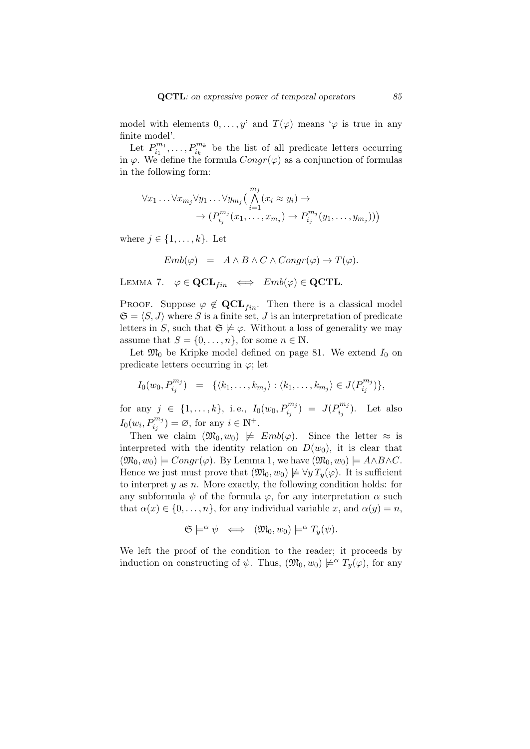model with elements $0, \ldots, y$' and $T(\varphi)$ means '$\varphi$ is true in any finite model'.

Let $P^{m_1}_{i_1}, \ldots, P^{m_k}_{i_k}$ be the list of all predicate letters occurring in $\varphi$. We define the formula $Congr(\varphi)$ as a conjunction of formulas in the following form:

$$\forall x_1 \ldots \forall x_{m_j} \forall y_1 \ldots \forall y_{m_j} \big( \bigwedge_{i=1}^{m_j} (x_i \approx y_i) \to \\ \to (P^{m_j}_{i_j}(x_1, \ldots, x_{m_j}) \to P^{m_j}_{i_j}(y_1, \ldots, y_{m_j}))\big)$$

where $j \in \{1, \ldots, k\}$. Let

$$Emb(\varphi) \;\; = \;\; A \wedge B \wedge C \wedge Congr(\varphi) \to T(\varphi).$$

LEMMA 7. $\varphi \in \mathbf{QCL}_{fin} \iff Emb(\varphi) \in \mathbf{QCTL}$.

PROOF. Suppose $\varphi \notin \mathbf{QCL}_{fin}$. Then there is a classical model $\mathfrak{S} = \langle S, J \rangle$ where $S$ is a finite set, $J$ is an interpretation of predicate letters in $S$, such that $\mathfrak{S} \not\models \varphi$. Without a loss of generality we may assume that $S = \{0, \ldots, n\}$, for some $n \in \mathbb{N}$.

Let $\mathfrak{M}_0$ be Kripke model defined on page 81. We extend $I_0$ on predicate letters occurring in $\varphi$; let

$$I_0(w_0, P^{m_j}_{i_j}) \;\; = \;\; \{\langle k_1, \ldots, k_{m_j} \rangle : \langle k_1, \ldots, k_{m_j} \rangle \in J(P^{m_j}_{i_j})\},$$

for any $j \in \{1, \ldots, k\}$, i.e., $I_0(w_0, P^{m_j}_{i_j}) = J(P^{m_j}_{i_j})$. Let also $I_0(w_i, P^{m_j}_{i_j}) = \varnothing$, for any $i \in \mathbb{N}^+$.

Then we claim $(\mathfrak{M}_0, w_0) \not\models Emb(\varphi)$. Since the letter $\approx$ is interpreted with the identity relation on $D(w_0)$, it is clear that $(\mathfrak{M}_0, w_0) \models Congr(\varphi)$. By Lemma 1, we have $(\mathfrak{M}_0, w_0) \models A \wedge B \wedge C$. Hence we just must prove that $(\mathfrak{M}_0, w_0) \not\models \forall y \, T_y(\varphi)$. It is sufficient to interpret $y$ as $n$. More exactly, the following condition holds: for any subformula $\psi$ of the formula $\varphi$, for any interpretation $\alpha$ such that $\alpha(x) \in \{0, \ldots, n\}$, for any individual variable $x$, and $\alpha(y) = n$,

$$\mathfrak{S} \models^{\alpha} \psi \iff (\mathfrak{M}_0, w_0) \models^{\alpha} T_y(\psi).$$

We left the proof of the condition to the reader; it proceeds by induction on constructing of $\psi$. Thus, $(\mathfrak{M}_0, w_0) \not\models^{\alpha} T_y(\varphi)$, for any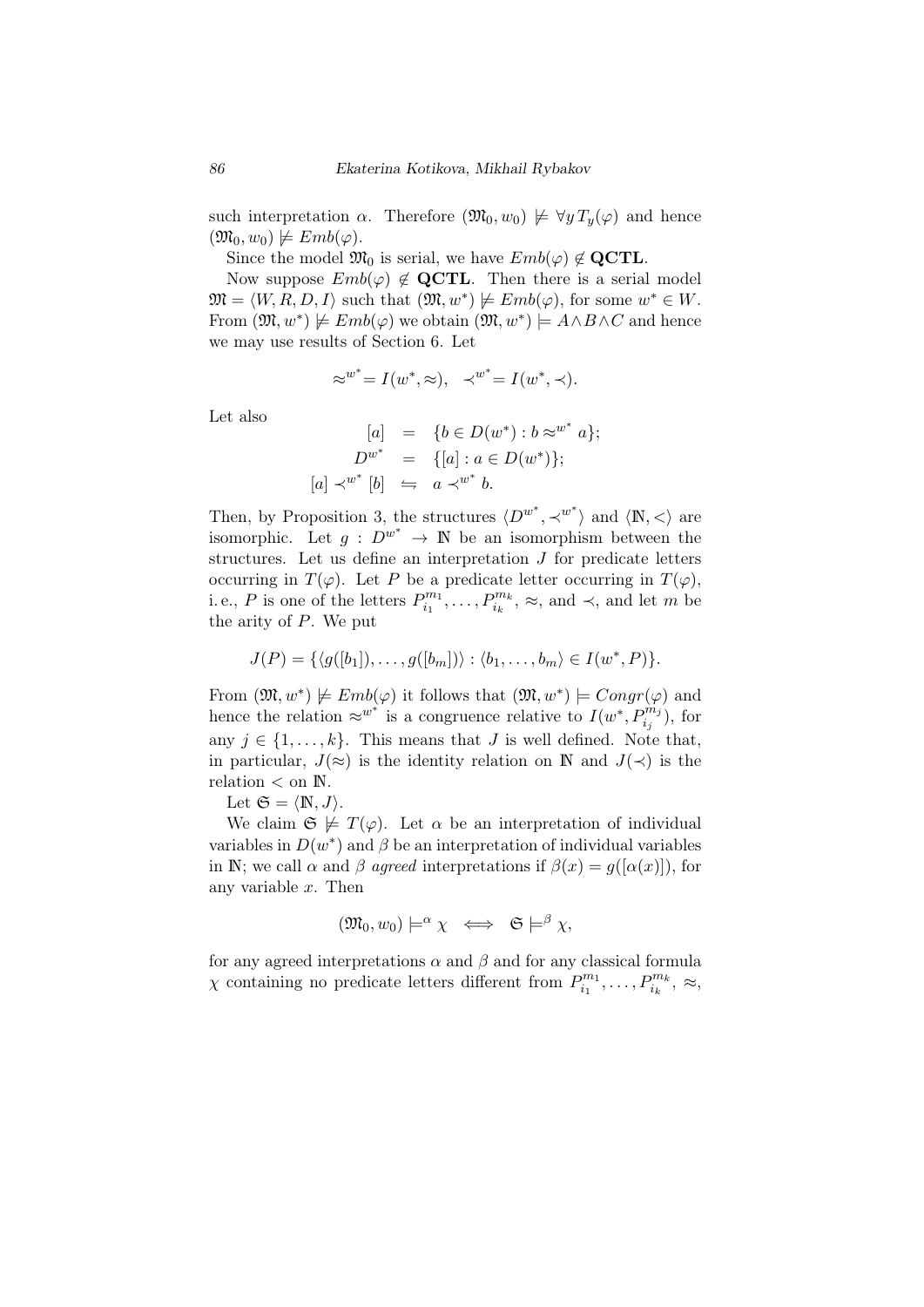such interpretation $\alpha$. Therefore $(\mathfrak{M}_0, w_0) \not\models \forall y\, T_y(\varphi)$ and hence $(\mathfrak{M}_0, w_0) \not\models Emb(\varphi)$.

Since the model $\mathfrak{M}_0$ is serial, we have $Emb(\varphi) \notin \mathbf{QCTL}$.

Now suppose $Emb(\varphi) \notin \mathbf{QCTL}$. Then there is a serial model $\mathfrak{M} = \langle W, R, D, I\rangle$ such that $(\mathfrak{M}, w^*) \not\models Emb(\varphi)$, for some $w^* \in W$. From $(\mathfrak{M}, w^*) \not\models Emb(\varphi)$ we obtain $(\mathfrak{M}, w^*) \models A \wedge B \wedge C$ and hence we may use results of Section 6. Let

$$\approx^{w^*} = I(w^*, \approx), \quad \prec^{w^*} = I(w^*, \prec).$$

Let also

$$\begin{array}{rcl} [a] & = & \{b \in D(w^*) : b \approx^{w^*} a\}; \\ D^{w^*} & = & \{[a] : a \in D(w^*)\}; \\ {[a]} \prec^{w^*} [b] & \leftrightharpoons & a \prec^{w^*} b. \end{array}$$

Then, by Proposition 3, the structures $\langle D^{w^*}, \prec^{w^*}\rangle$ and $\langle \mathbb{N}, <\rangle$ are isomorphic. Let $g : D^{w^*} \to \mathbb{N}$ be an isomorphism between the structures. Let us define an interpretation $J$ for predicate letters occurring in $T(\varphi)$. Let $P$ be a predicate letter occurring in $T(\varphi)$, i. e., $P$ is one of the letters $P^{m_1}_{i_1}, \ldots, P^{m_k}_{i_k}$, $\approx$, and $\prec$, and let $m$ be the arity of $P$. We put

$$J(P) = \{\langle g([b_1]), \ldots, g([b_m])\rangle : \langle b_1, \ldots, b_m\rangle \in I(w^*, P)\}.$$

From $(\mathfrak{M}, w^*) \not\models Emb(\varphi)$ it follows that $(\mathfrak{M}, w^*) \models Congr(\varphi)$ and hence the relation $\approx^{w^*}$ is a congruence relative to $I(w^*, P^{m_j}_{i_j})$, for any $j \in \{1, \ldots, k\}$. This means that $J$ is well defined. Note that, in particular, $J(\approx)$ is the identity relation on $\mathbb{N}$ and $J(\prec)$ is the relation $<$ on $\mathbb{N}$.

Let $\mathfrak{S} = \langle \mathbb{N}, J\rangle$.

We claim $\mathfrak{S} \not\models T(\varphi)$. Let $\alpha$ be an interpretation of individual variables in $D(w^*)$ and $\beta$ be an interpretation of individual variables in $\mathbb{N}$; we call $\alpha$ and $\beta$ *agreed* interpretations if $\beta(x) = g([\alpha(x)])$, for any variable $x$. Then

$$(\mathfrak{M}_0, w_0) \models^{\alpha} \chi \iff \mathfrak{S} \models^{\beta} \chi,$$

for any agreed interpretations $\alpha$ and $\beta$ and for any classical formula $\chi$ containing no predicate letters different from $P^{m_1}_{i_1}, \ldots, P^{m_k}_{i_k}$, $\approx$,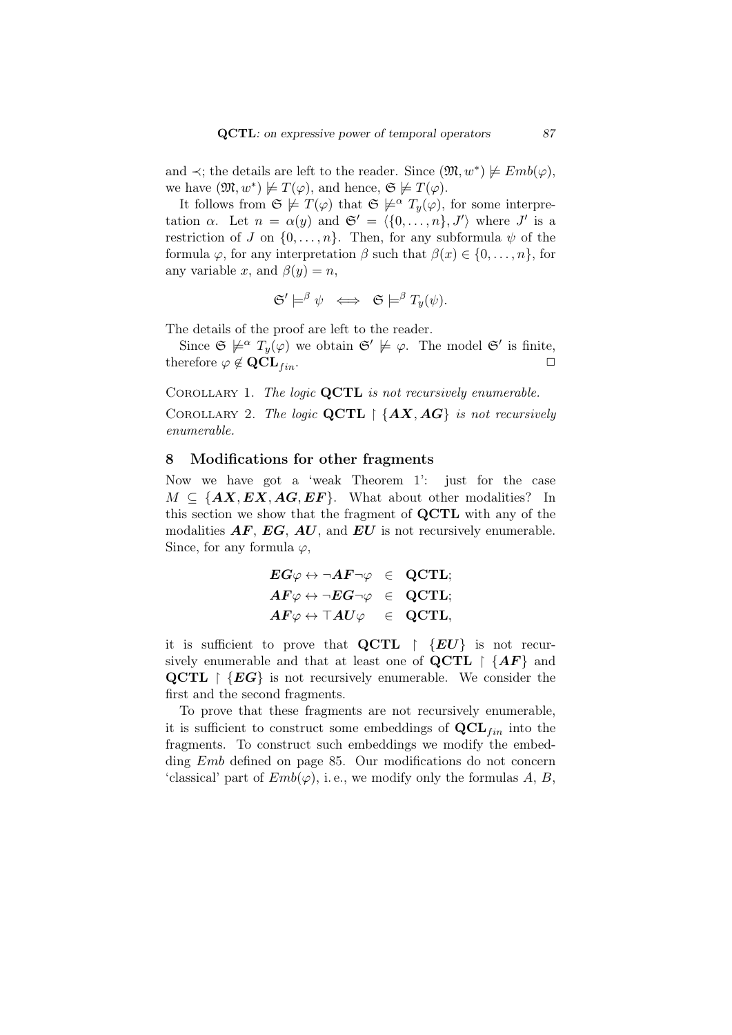and $\prec$; the details are left to the reader. Since $(\mathfrak{M}, w^*) \not\models Emb(\varphi)$, we have $(\mathfrak{M}, w^*) \not\models T(\varphi)$, and hence, $\mathfrak{S} \not\models T(\varphi)$.

It follows from $\mathfrak{S} \not\models T(\varphi)$ that $\mathfrak{S} \not\models^{\alpha} T_y(\varphi)$, for some interpretation $\alpha$. Let $n = \alpha(y)$ and $\mathfrak{S}' = \langle \{0, \dots, n\}, J' \rangle$ where $J'$ is a restriction of $J$ on $\{0, \dots, n\}$. Then, for any subformula $\psi$ of the formula $\varphi$, for any interpretation $\beta$ such that $\beta(x) \in \{0, \dots, n\}$, for any variable $x$, and $\beta(y) = n$,

$$\mathfrak{S}' \models^{\beta} \psi \iff \mathfrak{S} \models^{\beta} T_y(\psi).$$

The details of the proof are left to the reader.

Since $\mathfrak{S} \not\models^{\alpha} T_y(\varphi)$ we obtain $\mathfrak{S}' \not\models \varphi$. The model $\mathfrak{S}'$ is finite, therefore $\varphi \notin \mathbf{QCL}_{fin}$. □

Corollary 1. *The logic* **QCTL** *is not recursively enumerable.*

Corollary 2. *The logic* $\mathbf{QCTL} \upharpoonright \{\boldsymbol{AX}, \boldsymbol{AG}\}$ *is not recursively enumerable.*

## 8 Modifications for other fragments

Now we have got a 'weak Theorem 1': just for the case $M \subseteq \{\boldsymbol{AX}, \boldsymbol{EX}, \boldsymbol{AG}, \boldsymbol{EF}\}$. What about other modalities? In this section we show that the fragment of **QCTL** with any of the modalities $\boldsymbol{AF}$, $\boldsymbol{EG}$, $\boldsymbol{AU}$, and $\boldsymbol{EU}$ is not recursively enumerable. Since, for any formula $\varphi$,

$$\begin{array}{lcl} \boldsymbol{EG}\varphi \leftrightarrow \neg \boldsymbol{AF} \neg \varphi & \in & \mathbf{QCTL}; \\ \boldsymbol{AF}\varphi \leftrightarrow \neg \boldsymbol{EG} \neg \varphi & \in & \mathbf{QCTL}; \\ \boldsymbol{AF}\varphi \leftrightarrow \top \boldsymbol{AU} \varphi & \in & \mathbf{QCTL}, \end{array}$$

it is sufficient to prove that $\mathbf{QCTL} \upharpoonright \{\boldsymbol{EU}\}$ is not recursively enumerable and that at least one of $\mathbf{QCTL} \upharpoonright \{\boldsymbol{AF}\}$ and $\mathbf{QCTL} \upharpoonright \{\boldsymbol{EG}\}$ is not recursively enumerable. We consider the first and the second fragments.

To prove that these fragments are not recursively enumerable, it is sufficient to construct some embeddings of $\mathbf{QCL}_{fin}$ into the fragments. To construct such embeddings we modify the embedding $Emb$ defined on page 85. Our modifications do not concern 'classical' part of $Emb(\varphi)$, i. e., we modify only the formulas $A$, $B$,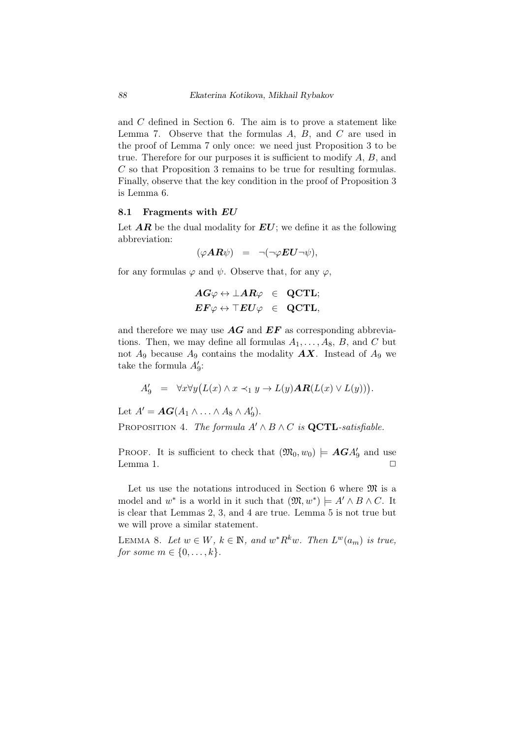and $C$ defined in Section 6. The aim is to prove a statement like Lemma 7. Observe that the formulas $A$, $B$, and $C$ are used in the proof of Lemma 7 only once: we need just Proposition 3 to be true. Therefore for our purposes it is sufficient to modify $A$, $B$, and $C$ so that Proposition 3 remains to be true for resulting formulas. Finally, observe that the key condition in the proof of Proposition 3 is Lemma 6.

### 8.1 Fragments with $\boldsymbol{EU}$

Let $\boldsymbol{AR}$ be the dual modality for $\boldsymbol{EU}$; we define it as the following abbreviation:

$$(\varphi \boldsymbol{AR} \psi) \quad = \quad \neg(\neg\varphi \boldsymbol{EU} \neg\psi),$$

for any formulas $\varphi$ and $\psi$. Observe that, for any $\varphi$,

$$\begin{array}{lcl} \boldsymbol{AG}\varphi \leftrightarrow \bot \boldsymbol{AR} \varphi & \in & \mathbf{QCTL}; \\ \boldsymbol{EF}\varphi \leftrightarrow \top \boldsymbol{EU} \varphi & \in & \mathbf{QCTL}, \end{array}$$

and therefore we may use $\boldsymbol{AG}$ and $\boldsymbol{EF}$ as corresponding abbreviations. Then, we may define all formulas $A_1, \ldots, A_8$, $B$, and $C$ but not $A_9$ because $A_9$ contains the modality $\boldsymbol{AX}$. Instead of $A_9$ we take the formula $A_9'$:

$$A_9' \quad = \quad \forall x \forall y \big( L(x) \wedge x \prec_1 y \rightarrow L(y) \boldsymbol{AR} (L(x) \vee L(y)) \big).$$

Let $A' = \boldsymbol{AG}(A_1 \wedge \ldots \wedge A_8 \wedge A_9')$.

Proposition 4. *The formula $A' \wedge B \wedge C$ is $\mathbf{QCTL}$-satisfiable.*

Proof. It is sufficient to check that $(\mathfrak{M}_0, w_0) \models \boldsymbol{AG} A_9'$ and use Lemma 1. $\Box$

Let us use the notations introduced in Section 6 where $\mathfrak{M}$ is a model and $w^*$ is a world in it such that $(\mathfrak{M}, w^*) \models A' \wedge B \wedge C$. It is clear that Lemmas 2, 3, and 4 are true. Lemma 5 is not true but we will prove a similar statement.

Lemma 8. *Let $w \in W$, $k \in \mathbb{N}$, and $w^* R^k w$. Then $L^w(a_m)$ is true, for some $m \in \{0, \ldots, k\}$.*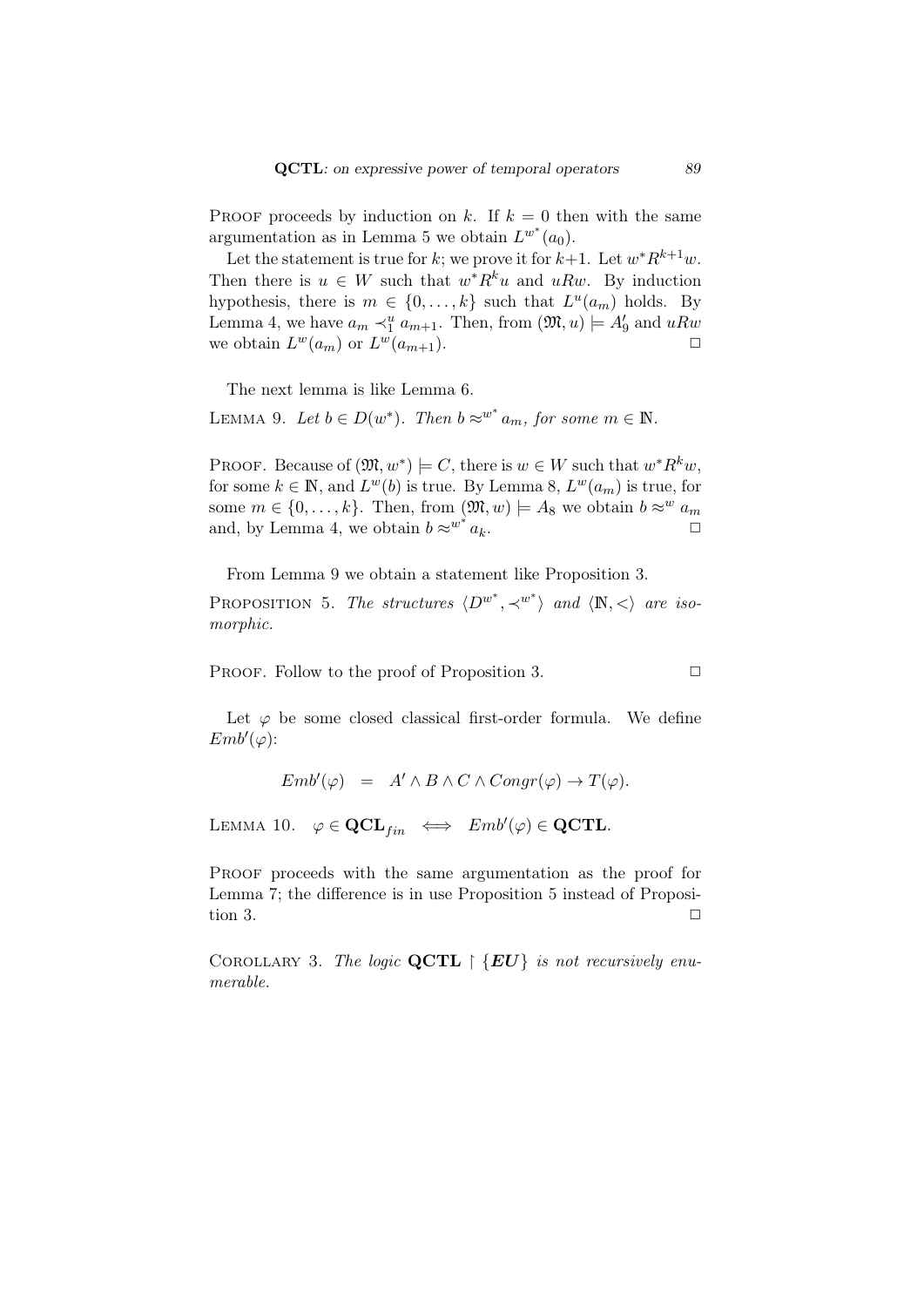PROOF proceeds by induction on $k$. If $k = 0$ then with the same argumentation as in Lemma 5 we obtain $L^{w^*}(a_0)$.

Let the statement is true for $k$; we prove it for $k+1$. Let $w^* R^{k+1} w$. Then there is $u \in W$ such that $w^* R^k u$ and $uRw$. By induction hypothesis, there is $m \in \{0, \ldots, k\}$ such that $L^u(a_m)$ holds. By Lemma 4, we have $a_m \prec_1^u a_{m+1}$. Then, from $(\mathfrak{M}, u) \models A'_9$ and $uRw$ we obtain $L^w(a_m)$ or $L^w(a_{m+1})$. $\Box$

The next lemma is like Lemma 6.

LEMMA 9. *Let $b \in D(w^*)$. Then $b \approx^{w^*} a_m$, for some $m \in \mathbb{N}$.*

PROOF. Because of $(\mathfrak{M}, w^*) \models C$, there is $w \in W$ such that $w^* R^k w$, for some $k \in \mathbb{N}$, and $L^w(b)$ is true. By Lemma 8, $L^w(a_m)$ is true, for some $m \in \{0, \ldots, k\}$. Then, from $(\mathfrak{M}, w) \models A_8$ we obtain $b \approx^w a_m$ and, by Lemma 4, we obtain $b \approx^{w^*} a_k$. $\Box$

From Lemma 9 we obtain a statement like Proposition 3.

PROPOSITION 5. *The structures $\langle D^{w^*}, \prec^{w^*} \rangle$ and $\langle \mathbb{N}, < \rangle$ are isomorphic.*

PROOF. Follow to the proof of Proposition 3. $\Box$

Let $\varphi$ be some closed classical first-order formula. We define $Emb'(\varphi)$:

$$Emb'(\varphi) \;\; = \;\; A' \wedge B \wedge C \wedge Congr(\varphi) \to T(\varphi).$$

LEMMA 10. $\varphi \in \mathbf{QCL}_{fin} \iff Emb'(\varphi) \in \mathbf{QCTL}$.

PROOF proceeds with the same argumentation as the proof for Lemma 7; the difference is in use Proposition 5 instead of Proposition 3. $\Box$

COROLLARY 3. *The logic $\mathbf{QCTL} \restriction \{\boldsymbol{EU}\}$ is not recursively enumerable.*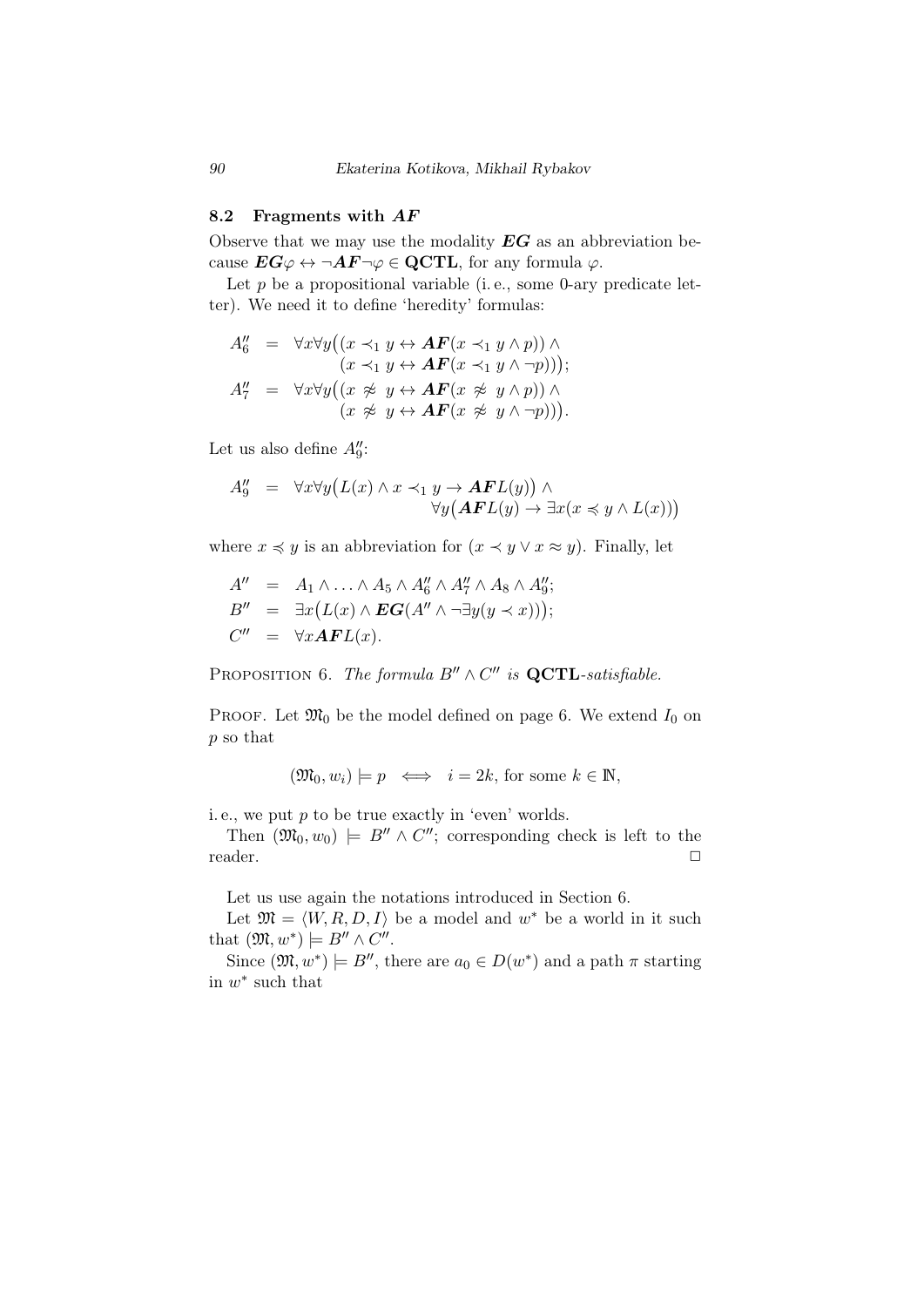### 8.2 Fragments with $\boldsymbol{AF}$

Observe that we may use the modality $\boldsymbol{EG}$ as an abbreviation because $\boldsymbol{EG}\varphi \leftrightarrow \neg\boldsymbol{AF}\neg\varphi \in \mathbf{QCTL}$, for any formula $\varphi$.

Let $p$ be a propositional variable (i. e., some 0-ary predicate letter). We need it to define 'heredity' formulas:

$$
\begin{array}{rcl}
A''_6 & = & \forall x \forall y \big( (x \prec_1 y \leftrightarrow \boldsymbol{AF}(x \prec_1 y \wedge p)) \wedge \\
 & & (x \prec_1 y \leftrightarrow \boldsymbol{AF}(x \prec_1 y \wedge \neg p)) \big); \\
A''_7 & = & \forall x \forall y \big( (x \not\approx y \leftrightarrow \boldsymbol{AF}(x \not\approx y \wedge p)) \wedge \\
 & & (x \not\approx y \leftrightarrow \boldsymbol{AF}(x \not\approx y \wedge \neg p)) \big).
\end{array}
$$

Let us also define $A''_9$:

$$
\begin{array}{rcl}
A''_9 & = & \forall x \forall y \big( L(x) \wedge x \prec_1 y \to \boldsymbol{AF} L(y) \big) \wedge \\
 & & \forall y \big( \boldsymbol{AF} L(y) \to \exists x (x \preccurlyeq y \wedge L(x)) \big)
\end{array}
$$

where $x \preccurlyeq y$ is an abbreviation for $(x \prec y \vee x \approx y)$. Finally, let

$$
\begin{array}{rcl}
A'' & = & A_1 \wedge \ldots \wedge A_5 \wedge A''_6 \wedge A''_7 \wedge A_8 \wedge A''_9; \\
B'' & = & \exists x \big( L(x) \wedge \boldsymbol{EG}(A'' \wedge \neg \exists y (y \prec x)) \big); \\
C'' & = & \forall x \boldsymbol{AF} L(x).
\end{array}
$$

Proposition 6. *The formula $B'' \wedge C''$ is* $\mathbf{QCTL}$*-satisfiable.*

Proof. Let $\mathfrak{M}_0$ be the model defined on page 6. We extend $I_0$ on $p$ so that

$$
(\mathfrak{M}_0, w_i) \models p \iff i = 2k, \text{ for some } k \in \mathbb{N},
$$

i. e., we put $p$ to be true exactly in 'even' worlds.

Then $(\mathfrak{M}_0, w_0) \models B'' \wedge C''$; corresponding check is left to the reader. □

Let us use again the notations introduced in Section 6.

Let $\mathfrak{M} = \langle W, R, D, I \rangle$ be a model and $w^*$ be a world in it such that $(\mathfrak{M}, w^*) \models B'' \wedge C''$.

Since $(\mathfrak{M}, w^*) \models B''$, there are $a_0 \in D(w^*)$ and a path $\pi$ starting in $w^*$ such that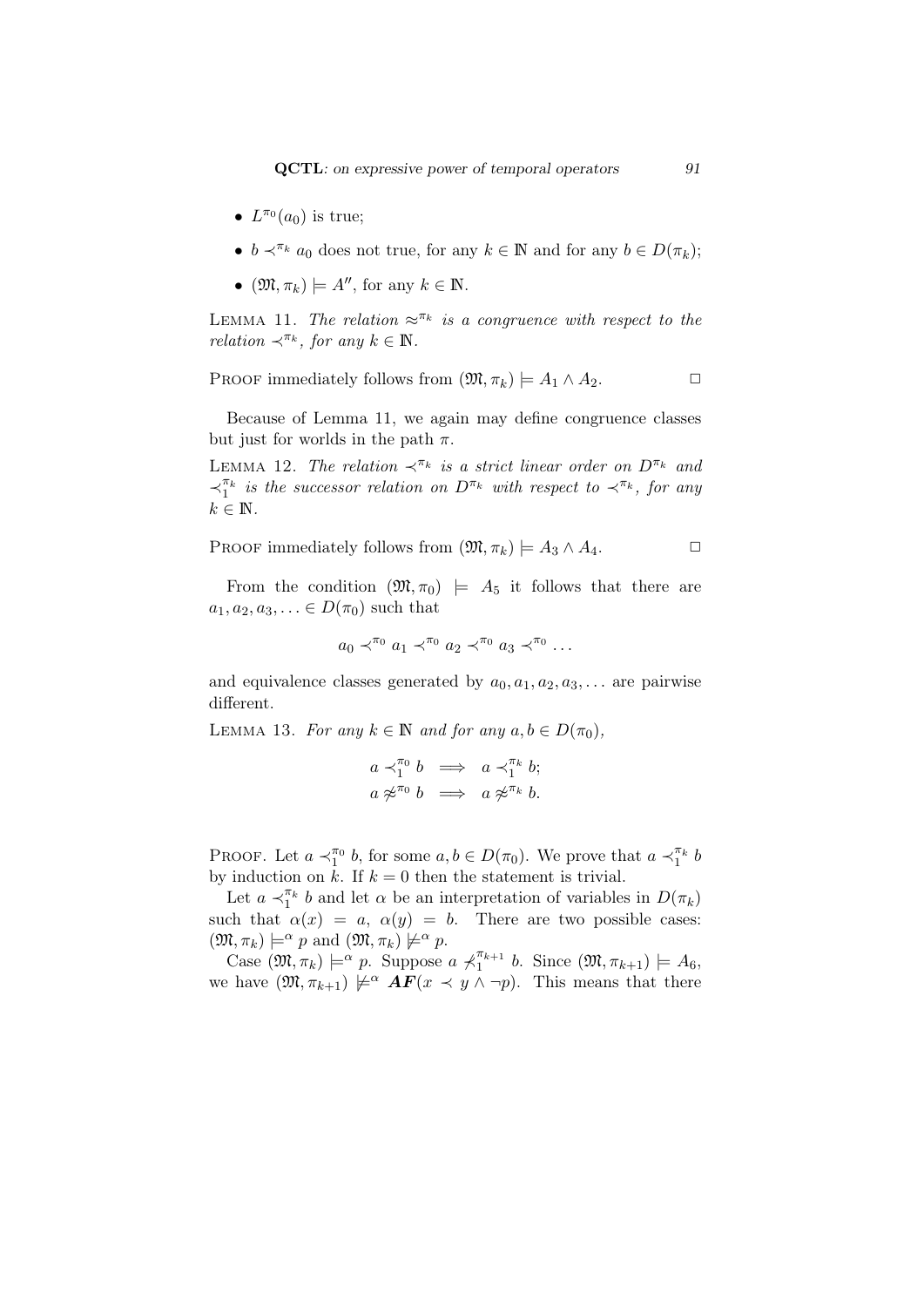- $L^{\pi_0}(a_0)$ is true;
- $b \prec^{\pi_k} a_0$ does not true, for any $k \in \mathbb{N}$ and for any $b \in D(\pi_k)$;
- $(\mathfrak{M}, \pi_k) \models A''$, for any $k \in \mathbb{N}$.

LEMMA 11. *The relation $\approx^{\pi_k}$ is a congruence with respect to the relation $\prec^{\pi_k}$, for any $k \in \mathbb{N}$.*

PROOF immediately follows from $(\mathfrak{M}, \pi_k) \models A_1 \wedge A_2$. $\square$

Because of Lemma 11, we again may define congruence classes but just for worlds in the path $\pi$.

LEMMA 12. *The relation $\prec^{\pi_k}$ is a strict linear order on $D^{\pi_k}$ and $\prec_1^{\pi_k}$ is the successor relation on $D^{\pi_k}$ with respect to $\prec^{\pi_k}$, for any $k \in \mathbb{N}$.*

PROOF immediately follows from $(\mathfrak{M}, \pi_k) \models A_3 \wedge A_4$. $\square$

From the condition $(\mathfrak{M}, \pi_0) \models A_5$ it follows that there are $a_1, a_2, a_3, \ldots \in D(\pi_0)$ such that

$$a_0 \prec^{\pi_0} a_1 \prec^{\pi_0} a_2 \prec^{\pi_0} a_3 \prec^{\pi_0} \ldots$$

and equivalence classes generated by $a_0, a_1, a_2, a_3, \ldots$ are pairwise different.

LEMMA 13. *For any $k \in \mathbb{N}$ and for any $a, b \in D(\pi_0)$,*

$$a \prec_1^{\pi_0} b \implies a \prec_1^{\pi_k} b;$$
$$a \not\approx^{\pi_0} b \implies a \not\approx^{\pi_k} b.$$

PROOF. Let $a \prec_1^{\pi_0} b$, for some $a, b \in D(\pi_0)$. We prove that $a \prec_1^{\pi_k} b$ by induction on $k$. If $k = 0$ then the statement is trivial.

Let $a \prec_1^{\pi_k} b$ and let $\alpha$ be an interpretation of variables in $D(\pi_k)$ such that $\alpha(x) = a$, $\alpha(y) = b$. There are two possible cases: $(\mathfrak{M}, \pi_k) \models^{\alpha} p$ and $(\mathfrak{M}, \pi_k) \not\models^{\alpha} p$.

Case $(\mathfrak{M}, \pi_k) \models^{\alpha} p$. Suppose $a \not\prec_1^{\pi_{k+1}} b$. Since $(\mathfrak{M}, \pi_{k+1}) \models A_6$, we have $(\mathfrak{M}, \pi_{k+1}) \not\models^{\alpha} \boldsymbol{AF}(x \prec y \wedge \neg p)$. This means that there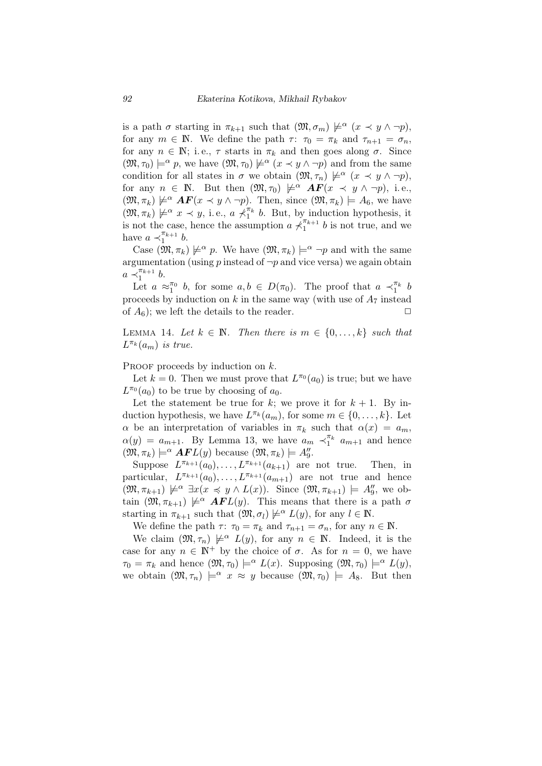is a path $\sigma$ starting in $\pi_{k+1}$ such that $(\mathfrak{M}, \sigma_m) \not\models^\alpha (x \prec y \wedge \neg p)$, for any $m \in \mathbb{N}$. We define the path $\tau$: $\tau_0 = \pi_k$ and $\tau_{n+1} = \sigma_n$, for any $n \in \mathbb{N}$; i. e., $\tau$ starts in $\pi_k$ and then goes along $\sigma$. Since $(\mathfrak{M}, \tau_0) \models^\alpha p$, we have $(\mathfrak{M}, \tau_0) \not\models^\alpha (x \prec y \wedge \neg p)$ and from the same condition for all states in $\sigma$ we obtain $(\mathfrak{M}, \tau_n) \not\models^\alpha (x \prec y \wedge \neg p)$, for any $n \in \mathbb{N}$. But then $(\mathfrak{M}, \tau_0) \not\models^\alpha \boldsymbol{AF}(x \prec y \wedge \neg p)$, i. e., $(\mathfrak{M}, \pi_k) \not\models^\alpha \boldsymbol{AF}(x \prec y \wedge \neg p)$. Then, since $(\mathfrak{M}, \pi_k) \models A_6$, we have $(\mathfrak{M}, \pi_k) \not\models^\alpha x \prec y$, i. e., $a \not\prec_1^{\pi_k} b$. But, by induction hypothesis, it is not the case, hence the assumption $a \not\prec_1^{\pi_{k+1}} b$ is not true, and we have $a \prec_1^{\pi_{k+1}} b$.

Case $(\mathfrak{M}, \pi_k) \not\models^\alpha p$. We have $(\mathfrak{M}, \pi_k) \models^\alpha \neg p$ and with the same argumentation (using $p$ instead of $\neg p$ and vice versa) we again obtain $a \prec_1^{\pi_{k+1}} b$.

Let $a \approx_1^{\pi_0} b$, for some $a, b \in D(\pi_0)$. The proof that $a \prec_1^{\pi_k} b$ proceeds by induction on $k$ in the same way (with use of $A_7$ instead of $A_6$); we left the details to the reader. $\square$

LEMMA 14. *Let $k \in \mathbb{N}$. Then there is $m \in \{0, \ldots, k\}$ such that $L^{\pi_k}(a_m)$ is true.*

PROOF proceeds by induction on $k$.

Let $k = 0$. Then we must prove that $L^{\pi_0}(a_0)$ is true; but we have $L^{\pi_0}(a_0)$ to be true by choosing of $a_0$.

Let the statement be true for $k$; we prove it for $k+1$. By induction hypothesis, we have $L^{\pi_k}(a_m)$, for some $m \in \{0, \ldots, k\}$. Let $\alpha$ be an interpretation of variables in $\pi_k$ such that $\alpha(x) = a_m$, $\alpha(y) = a_{m+1}$. By Lemma 13, we have $a_m \prec_1^{\pi_k} a_{m+1}$ and hence $(\mathfrak{M}, \pi_k) \models^\alpha \boldsymbol{AF}L(y)$ because $(\mathfrak{M}, \pi_k) \models A_9''$.

Suppose $L^{\pi_{k+1}}(a_0), \ldots, L^{\pi_{k+1}}(a_{k+1})$ are not true. Then, in particular, $L^{\pi_{k+1}}(a_0), \ldots, L^{\pi_{k+1}}(a_{m+1})$ are not true and hence $(\mathfrak{M}, \pi_{k+1}) \not\models^\alpha \exists x(x \preccurlyeq y \wedge L(x))$. Since $(\mathfrak{M}, \pi_{k+1}) \models A_9''$, we obtain $(\mathfrak{M}, \pi_{k+1}) \not\models^\alpha \boldsymbol{AF}L(y)$. This means that there is a path $\sigma$ starting in $\pi_{k+1}$ such that $(\mathfrak{M}, \sigma_l) \not\models^\alpha L(y)$, for any $l \in \mathbb{N}$.

We define the path $\tau$: $\tau_0 = \pi_k$ and $\tau_{n+1} = \sigma_n$, for any $n \in \mathbb{N}$.

We claim $(\mathfrak{M}, \tau_n) \not\models^\alpha L(y)$, for any $n \in \mathbb{N}$. Indeed, it is the case for any $n \in \mathbb{N}^+$ by the choice of $\sigma$. As for $n = 0$, we have $\tau_0 = \pi_k$ and hence $(\mathfrak{M}, \tau_0) \models^\alpha L(x)$. Supposing $(\mathfrak{M}, \tau_0) \models^\alpha L(y)$, we obtain $(\mathfrak{M}, \tau_n) \models^\alpha x \approx y$ because $(\mathfrak{M}, \tau_0) \models A_8$. But then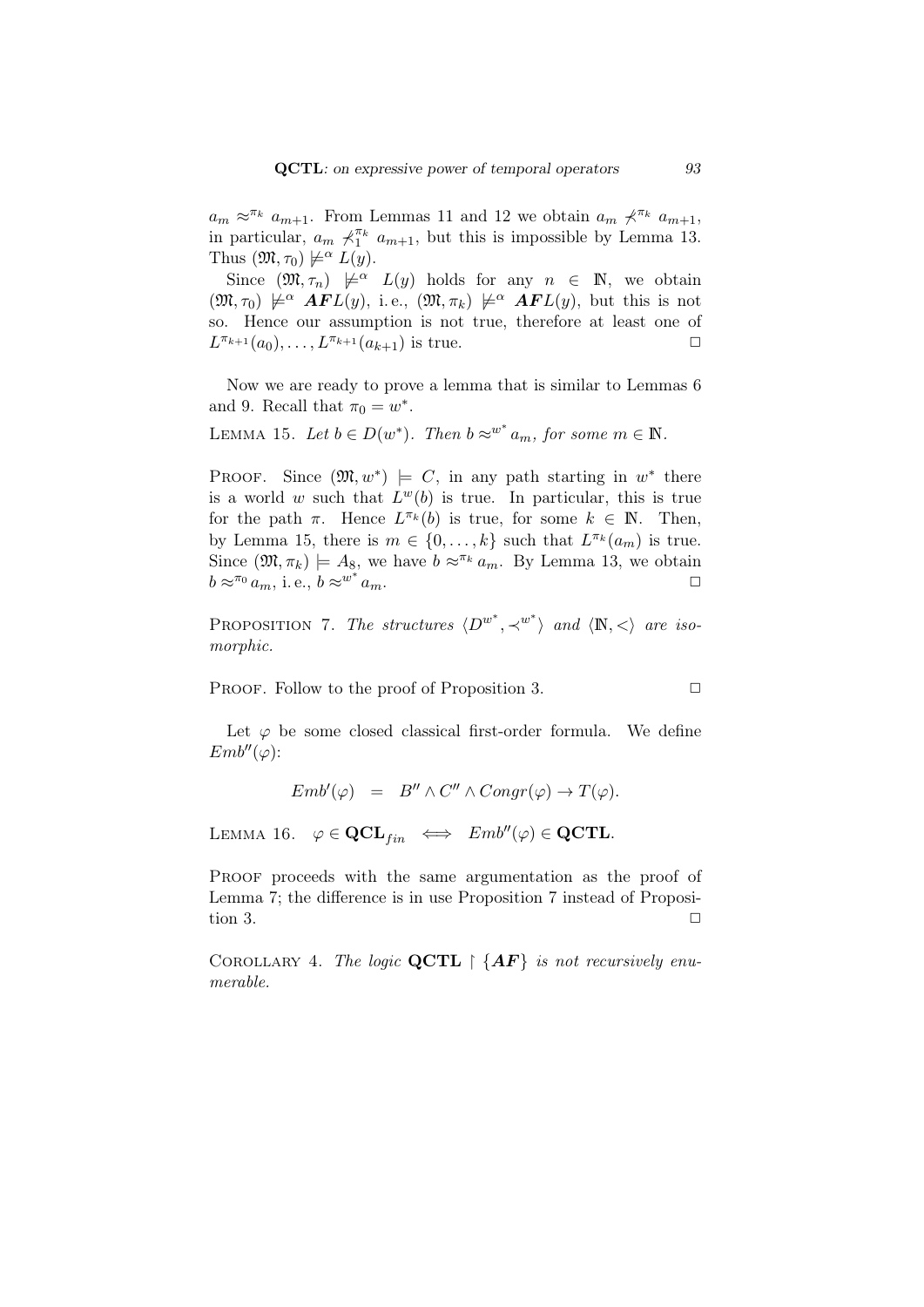$a_m \approx^{\pi_k} a_{m+1}$. From Lemmas 11 and 12 we obtain $a_m \not\prec^{\pi_k} a_{m+1}$, in particular, $a_m \not\prec_1^{\pi_k} a_{m+1}$, but this is impossible by Lemma 13. Thus $(\mathfrak{M}, \tau_0) \not\models^\alpha L(y)$.

Since $(\mathfrak{M}, \tau_n) \not\models^\alpha L(y)$ holds for any $n \in \mathbb{N}$, we obtain $(\mathfrak{M}, \tau_0) \not\models^\alpha \boldsymbol{AF}L(y)$, i. e., $(\mathfrak{M}, \pi_k) \not\models^\alpha \boldsymbol{AF}L(y)$, but this is not so. Hence our assumption is not true, therefore at least one of $L^{\pi_{k+1}}(a_0), \ldots, L^{\pi_{k+1}}(a_{k+1})$ is true. □

Now we are ready to prove a lemma that is similar to Lemmas 6 and 9. Recall that $\pi_0 = w^*$.

LEMMA 15. *Let $b \in D(w^*)$. Then $b \approx^{w^*} a_m$, for some $m \in \mathbb{N}$.*

PROOF. Since $(\mathfrak{M}, w^*) \models C$, in any path starting in $w^*$ there is a world $w$ such that $L^w(b)$ is true. In particular, this is true for the path $\pi$. Hence $L^{\pi_k}(b)$ is true, for some $k \in \mathbb{N}$. Then, by Lemma 15, there is $m \in \{0, \ldots, k\}$ such that $L^{\pi_k}(a_m)$ is true. Since $(\mathfrak{M}, \pi_k) \models A_8$, we have $b \approx^{\pi_k} a_m$. By Lemma 13, we obtain $b \approx^{\pi_0} a_m$, i. e., $b \approx^{w^*} a_m$. □

PROPOSITION 7. *The structures $\langle D^{w^*}, \prec^{w^*} \rangle$ and $\langle \mathbb{N}, < \rangle$ are isomorphic.*

PROOF. Follow to the proof of Proposition 3. □

Let $\varphi$ be some closed classical first-order formula. We define $Emb''(\varphi)$:

$$Emb'(\varphi) \quad = \quad B'' \wedge C'' \wedge Congr(\varphi) \rightarrow T(\varphi).$$

LEMMA 16. $\varphi \in \mathbf{QCL}_{fin} \iff Emb''(\varphi) \in \mathbf{QCTL}$.

PROOF proceeds with the same argumentation as the proof of Lemma 7; the difference is in use Proposition 7 instead of Proposition 3. □

COROLLARY 4. *The logic $\mathbf{QCTL} \restriction \{\boldsymbol{AF}\}$ is not recursively enumerable.*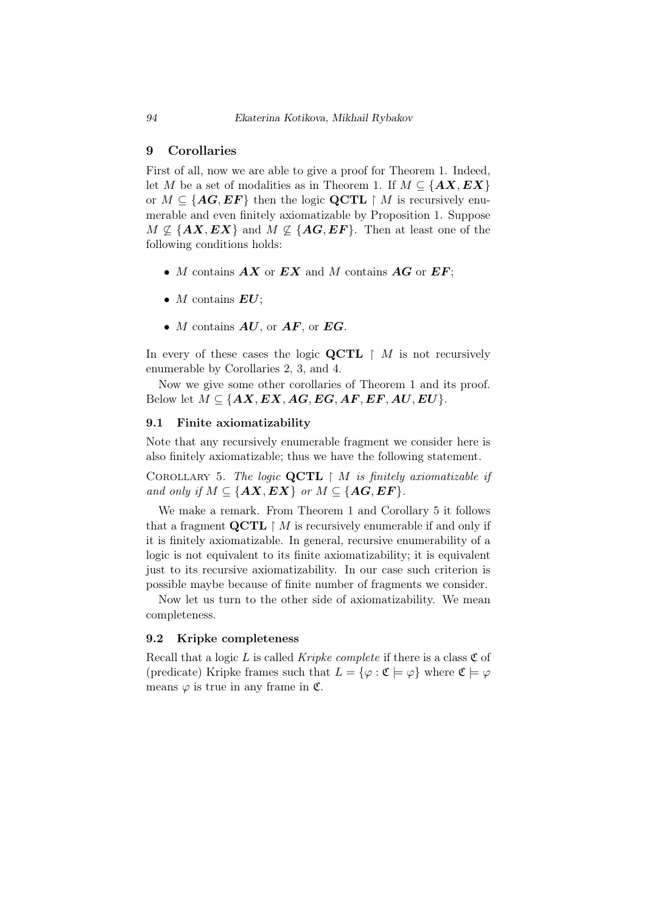## 9 Corollaries

First of all, now we are able to give a proof for Theorem 1. Indeed, let $M$ be a set of modalities as in Theorem 1. If $M \subseteq \{\boldsymbol{AX}, \boldsymbol{EX}\}$ or $M \subseteq \{\boldsymbol{AG}, \boldsymbol{EF}\}$ then the logic $\mathbf{QCTL} \restriction M$ is recursively enumerable and even finitely axiomatizable by Proposition 1. Suppose $M \not\subseteq \{\boldsymbol{AX}, \boldsymbol{EX}\}$ and $M \not\subseteq \{\boldsymbol{AG}, \boldsymbol{EF}\}$. Then at least one of the following conditions holds:

- $M$ contains $\boldsymbol{AX}$ or $\boldsymbol{EX}$ and $M$ contains $\boldsymbol{AG}$ or $\boldsymbol{EF}$;
- $M$ contains $\boldsymbol{EU}$;
- $M$ contains $\boldsymbol{AU}$, or $\boldsymbol{AF}$, or $\boldsymbol{EG}$.

In every of these cases the logic $\mathbf{QCTL} \restriction M$ is not recursively enumerable by Corollaries 2, 3, and 4.

Now we give some other corollaries of Theorem 1 and its proof. Below let $M \subseteq \{\boldsymbol{AX}, \boldsymbol{EX}, \boldsymbol{AG}, \boldsymbol{EG}, \boldsymbol{AF}, \boldsymbol{EF}, \boldsymbol{AU}, \boldsymbol{EU}\}$.

### 9.1 Finite axiomatizability

Note that any recursively enumerable fragment we consider here is also finitely axiomatizable; thus we have the following statement.

Corollary 5. *The logic* $\mathbf{QCTL} \restriction M$ *is finitely axiomatizable if and only if* $M \subseteq \{\boldsymbol{AX}, \boldsymbol{EX}\}$ *or* $M \subseteq \{\boldsymbol{AG}, \boldsymbol{EF}\}$.

We make a remark. From Theorem 1 and Corollary 5 it follows that a fragment $\mathbf{QCTL} \restriction M$ is recursively enumerable if and only if it is finitely axiomatizable. In general, recursive enumerability of a logic is not equivalent to its finite axiomatizability; it is equivalent just to its recursive axiomatizability. In our case such criterion is possible maybe because of finite number of fragments we consider.

Now let us turn to the other side of axiomatizability. We mean completeness.

### 9.2 Kripke completeness

Recall that a logic $L$ is called *Kripke complete* if there is a class $\mathfrak{C}$ of (predicate) Kripke frames such that $L = \{\varphi : \mathfrak{C} \models \varphi\}$ where $\mathfrak{C} \models \varphi$ means $\varphi$ is true in any frame in $\mathfrak{C}$.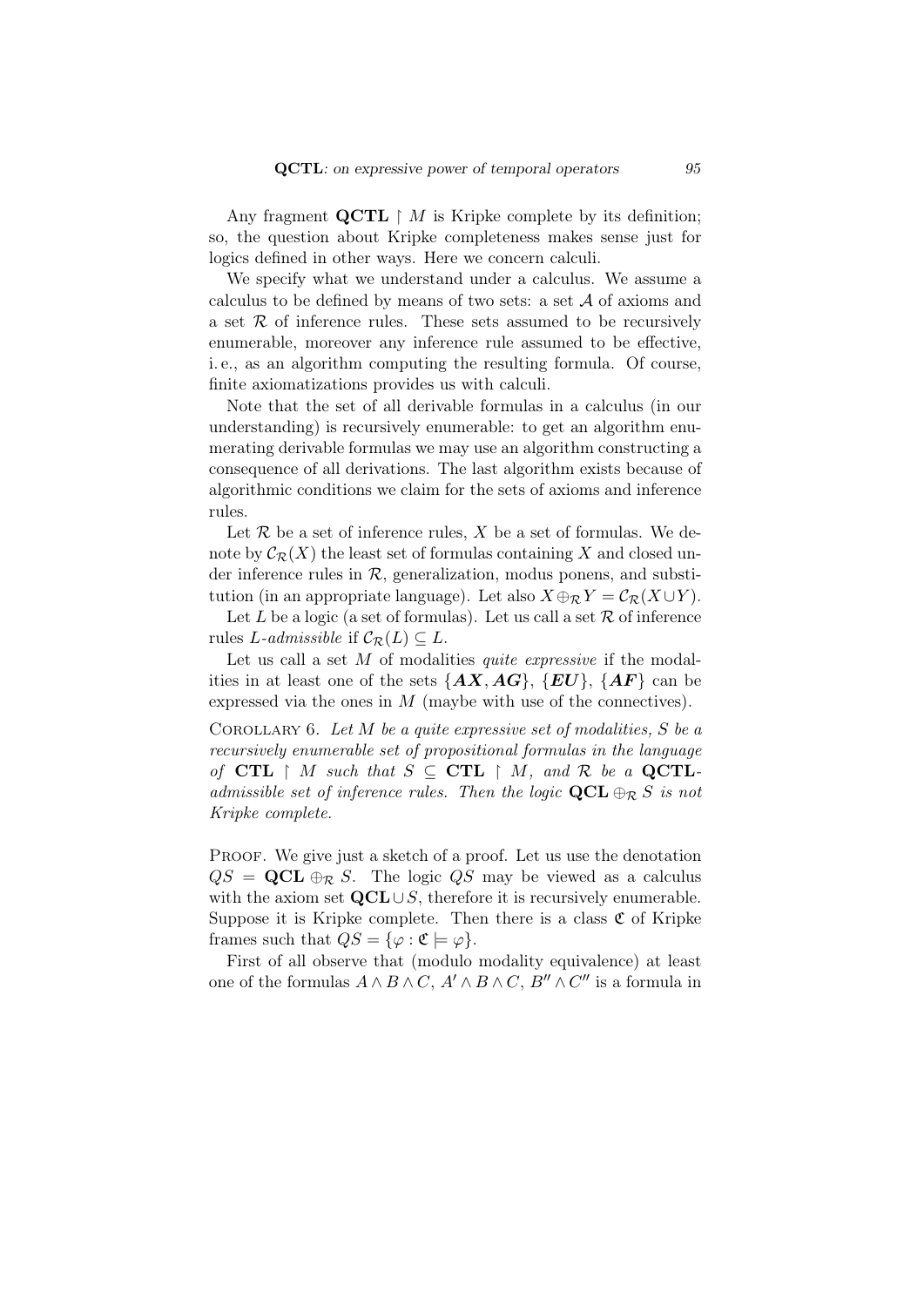Any fragment $\mathbf{QCTL} \upharpoonright M$ is Kripke complete by its definition; so, the question about Kripke completeness makes sense just for logics defined in other ways. Here we concern calculi.

We specify what we understand under a calculus. We assume a calculus to be defined by means of two sets: a set $\mathcal{A}$ of axioms and a set $\mathcal{R}$ of inference rules. These sets assumed to be recursively enumerable, moreover any inference rule assumed to be effective, i. e., as an algorithm computing the resulting formula. Of course, finite axiomatizations provides us with calculi.

Note that the set of all derivable formulas in a calculus (in our understanding) is recursively enumerable: to get an algorithm enumerating derivable formulas we may use an algorithm constructing a consequence of all derivations. The last algorithm exists because of algorithmic conditions we claim for the sets of axioms and inference rules.

Let $\mathcal{R}$ be a set of inference rules, $X$ be a set of formulas. We denote by $\mathcal{C}_{\mathcal{R}}(X)$ the least set of formulas containing $X$ and closed under inference rules in $\mathcal{R}$, generalization, modus ponens, and substitution (in an appropriate language). Let also $X \oplus_{\mathcal{R}} Y = \mathcal{C}_{\mathcal{R}}(X \cup Y)$.

Let $L$ be a logic (a set of formulas). Let us call a set $\mathcal{R}$ of inference rules *$L$-admissible* if $\mathcal{C}_{\mathcal{R}}(L) \subseteq L$.

Let us call a set $M$ of modalities *quite expressive* if the modalities in at least one of the sets $\{\boldsymbol{AX}, \boldsymbol{AG}\}$, $\{\boldsymbol{EU}\}$, $\{\boldsymbol{AF}\}$ can be expressed via the ones in $M$ (maybe with use of the connectives).

Corollary 6. *Let $M$ be a quite expressive set of modalities, $S$ be a recursively enumerable set of propositional formulas in the language of $\mathbf{CTL} \upharpoonright M$ such that $S \subseteq \mathbf{CTL} \upharpoonright M$, and $\mathcal{R}$ be a $\mathbf{QCTL}$-admissible set of inference rules. Then the logic $\mathbf{QCL} \oplus_{\mathcal{R}} S$ is not Kripke complete.*

Proof. We give just a sketch of a proof. Let us use the denotation $QS = \mathbf{QCL} \oplus_{\mathcal{R}} S$. The logic $QS$ may be viewed as a calculus with the axiom set $\mathbf{QCL} \cup S$, therefore it is recursively enumerable. Suppose it is Kripke complete. Then there is a class $\mathfrak{C}$ of Kripke frames such that $QS = \{\varphi : \mathfrak{C} \models \varphi\}$.

First of all observe that (modulo modality equivalence) at least one of the formulas $A \wedge B \wedge C$, $A' \wedge B \wedge C$, $B'' \wedge C''$ is a formula in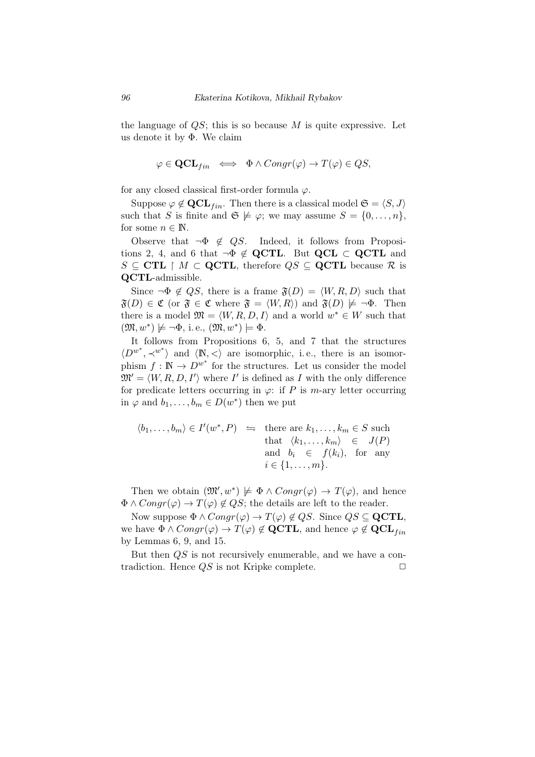the language of $QS$; this is so because $M$ is quite expressive. Let us denote it by $\Phi$. We claim

$$\varphi \in \mathbf{QCL}_{fin} \iff \Phi \wedge Congr(\varphi) \to T(\varphi) \in QS,$$

for any closed classical first-order formula $\varphi$.

Suppose $\varphi \notin \mathbf{QCL}_{fin}$. Then there is a classical model $\mathfrak{S} = \langle S, J \rangle$ such that $S$ is finite and $\mathfrak{S} \not\models \varphi$; we may assume $S = \{0, \ldots, n\}$, for some $n \in \mathbb{N}$.

Observe that $\neg\Phi \notin QS$. Indeed, it follows from Propositions 2, 4, and 6 that $\neg\Phi \notin \mathbf{QCTL}$. But $\mathbf{QCL} \subset \mathbf{QCTL}$ and $S \subseteq \mathbf{CTL} \restriction M \subset \mathbf{QCTL}$, therefore $QS \subseteq \mathbf{QCTL}$ because $\mathcal{R}$ is $\mathbf{QCTL}$-admissible.

Since $\neg\Phi \notin QS$, there is a frame $\mathfrak{F}(D) = \langle W, R, D \rangle$ such that $\mathfrak{F}(D) \in \mathfrak{C}$ (or $\mathfrak{F} \in \mathfrak{C}$ where $\mathfrak{F} = \langle W, R \rangle$) and $\mathfrak{F}(D) \not\models \neg\Phi$. Then there is a model $\mathfrak{M} = \langle W, R, D, I \rangle$ and a world $w^* \in W$ such that $(\mathfrak{M}, w^*) \not\models \neg\Phi$, i.e., $(\mathfrak{M}, w^*) \models \Phi$.

It follows from Propositions 6, 5, and 7 that the structures $\langle D^{w^*}, \prec^{w^*} \rangle$ and $\langle \mathbb{N}, < \rangle$ are isomorphic, i.e., there is an isomorphism $f : \mathbb{N} \to D^{w^*}$ for the structures. Let us consider the model $\mathfrak{M}' = \langle W, R, D, I' \rangle$ where $I'$ is defined as $I$ with the only difference for predicate letters occurring in $\varphi$: if $P$ is $m$-ary letter occurring in $\varphi$ and $b_1, \ldots, b_m \in D(w^*)$ then we put

$$\langle b_1, \ldots, b_m \rangle \in I'(w^*, P) \;\;\leftrightharpoons\;\; \text{there are } k_1, \ldots, k_m \in S \text{ such that } \langle k_1, \ldots, k_m \rangle \in J(P) \text{ and } b_i \in f(k_i), \text{ for any } i \in \{1, \ldots, m\}.$$

Then we obtain $(\mathfrak{M}', w^*) \not\models \Phi \wedge Congr(\varphi) \to T(\varphi)$, and hence $\Phi \wedge Congr(\varphi) \to T(\varphi) \notin QS$; the details are left to the reader.

Now suppose $\Phi \wedge Congr(\varphi) \to T(\varphi) \notin QS$. Since $QS \subseteq \mathbf{QCTL}$, we have $\Phi \wedge Congr(\varphi) \to T(\varphi) \notin \mathbf{QCTL}$, and hence $\varphi \notin \mathbf{QCL}_{fin}$ by Lemmas 6, 9, and 15.

But then $QS$ is not recursively enumerable, and we have a contradiction. Hence $QS$ is not Kripke complete. $\Box$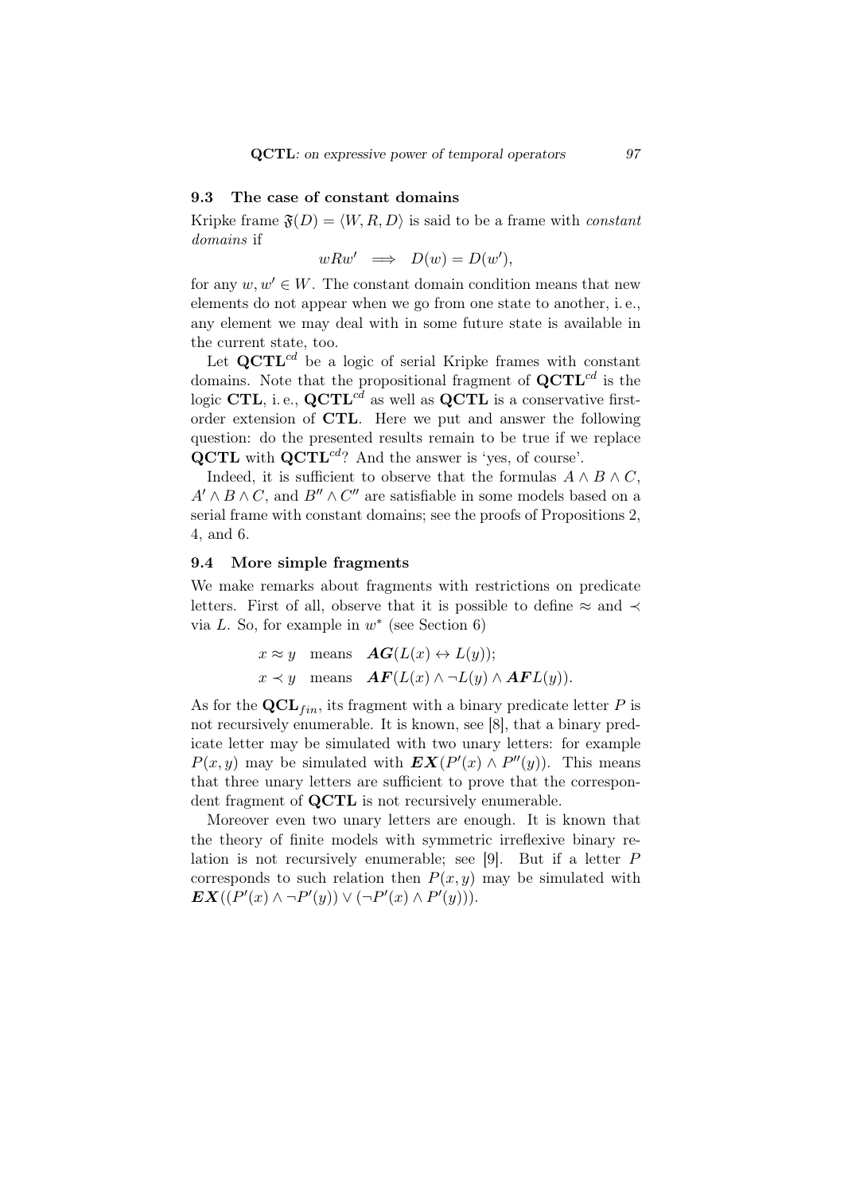### 9.3 The case of constant domains

Kripke frame $\mathfrak{F}(D) = \langle W, R, D\rangle$ is said to be a frame with *constant domains* if

$$wRw' \implies D(w) = D(w'),$$

for any $w, w' \in W$. The constant domain condition means that new elements do not appear when we go from one state to another, i. e., any element we may deal with in some future state is available in the current state, too.

Let $\mathbf{QCTL}^{cd}$ be a logic of serial Kripke frames with constant domains. Note that the propositional fragment of $\mathbf{QCTL}^{cd}$ is the logic $\mathbf{CTL}$, i. e., $\mathbf{QCTL}^{cd}$ as well as $\mathbf{QCTL}$ is a conservative first-order extension of $\mathbf{CTL}$. Here we put and answer the following question: do the presented results remain to be true if we replace $\mathbf{QCTL}$ with $\mathbf{QCTL}^{cd}$? And the answer is 'yes, of course'.

Indeed, it is sufficient to observe that the formulas $A \wedge B \wedge C$, $A' \wedge B \wedge C$, and $B'' \wedge C''$ are satisfiable in some models based on a serial frame with constant domains; see the proofs of Propositions 2, 4, and 6.

### 9.4 More simple fragments

We make remarks about fragments with restrictions on predicate letters. First of all, observe that it is possible to define $\approx$ and $\prec$ via $L$. So, for example in $w^*$ (see Section 6)

$$x \approx y \quad \text{means} \quad \boldsymbol{AG}(L(x) \leftrightarrow L(y));$$
$$x \prec y \quad \text{means} \quad \boldsymbol{AF}(L(x) \wedge \neg L(y) \wedge \boldsymbol{AF}L(y)).$$

As for the $\mathbf{QCL}_{fin}$, its fragment with a binary predicate letter $P$ is not recursively enumerable. It is known, see [8], that a binary predicate letter may be simulated with two unary letters: for example $P(x, y)$ may be simulated with $\boldsymbol{EX}(P'(x) \wedge P''(y))$. This means that three unary letters are sufficient to prove that the correspondent fragment of $\mathbf{QCTL}$ is not recursively enumerable.

Moreover even two unary letters are enough. It is known that the theory of finite models with symmetric irreflexive binary relation is not recursively enumerable; see [9]. But if a letter $P$ corresponds to such relation then $P(x, y)$ may be simulated with $\boldsymbol{EX}((P'(x) \wedge \neg P'(y)) \vee (\neg P'(x) \wedge P'(y)))$.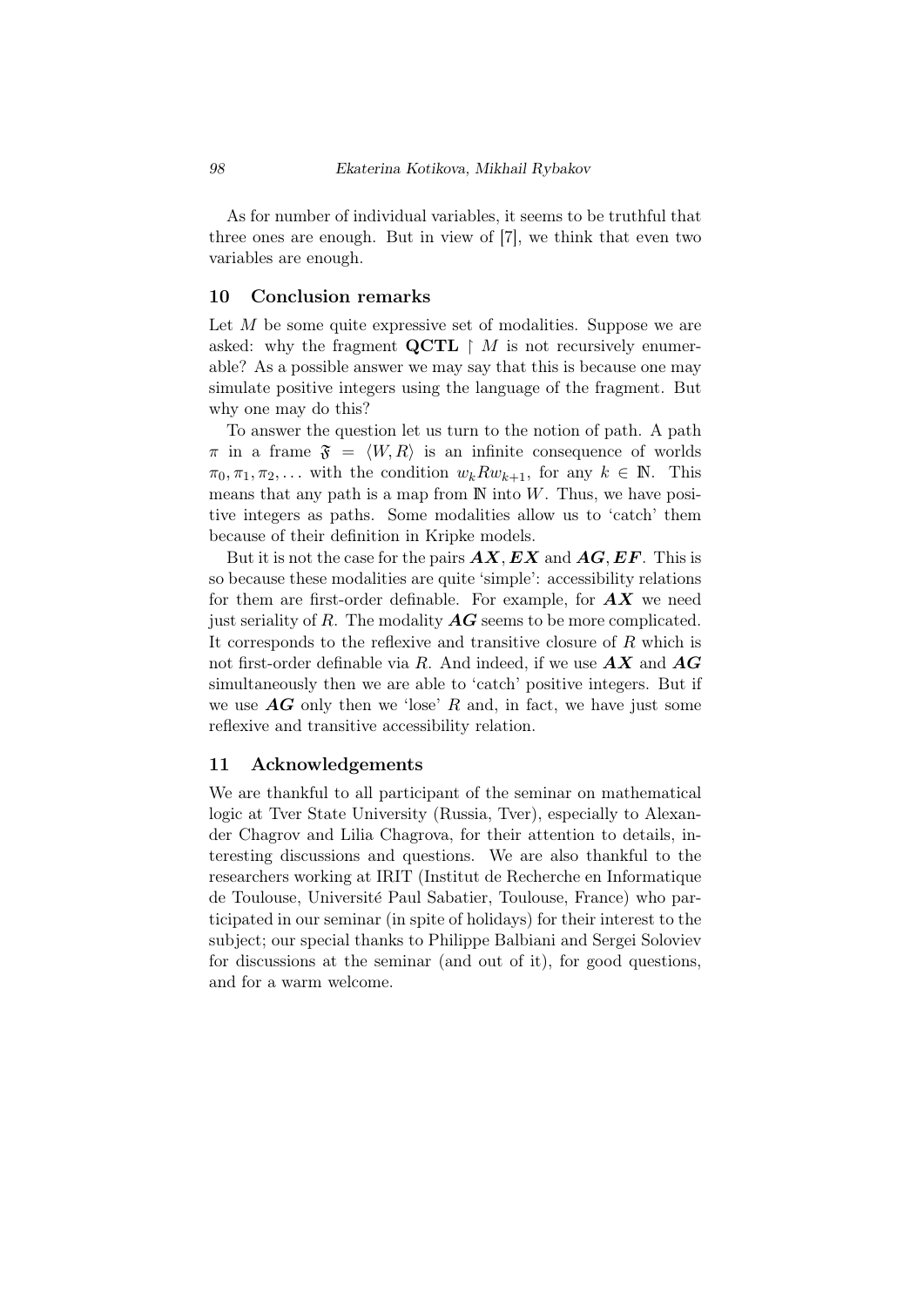As for number of individual variables, it seems to be truthful that three ones are enough. But in view of [7], we think that even two variables are enough.

## 10 Conclusion remarks

Let $M$ be some quite expressive set of modalities. Suppose we are asked: why the fragment $\mathbf{QCTL} \upharpoonright M$ is not recursively enumerable? As a possible answer we may say that this is because one may simulate positive integers using the language of the fragment. But why one may do this?

To answer the question let us turn to the notion of path. A path $\pi$ in a frame $\mathfrak{F} = \langle W, R \rangle$ is an infinite consequence of worlds $\pi_0, \pi_1, \pi_2, \ldots$ with the condition $w_k R w_{k+1}$, for any $k \in \mathbb{N}$. This means that any path is a map from $\mathbb{N}$ into $W$. Thus, we have positive integers as paths. Some modalities allow us to 'catch' them because of their definition in Kripke models.

But it is not the case for the pairs $\boldsymbol{AX}, \boldsymbol{EX}$ and $\boldsymbol{AG}, \boldsymbol{EF}$. This is so because these modalities are quite 'simple': accessibility relations for them are first-order definable. For example, for $\boldsymbol{AX}$ we need just seriality of $R$. The modality $\boldsymbol{AG}$ seems to be more complicated. It corresponds to the reflexive and transitive closure of $R$ which is not first-order definable via $R$. And indeed, if we use $\boldsymbol{AX}$ and $\boldsymbol{AG}$ simultaneously then we are able to 'catch' positive integers. But if we use $\boldsymbol{AG}$ only then we 'lose' $R$ and, in fact, we have just some reflexive and transitive accessibility relation.

## 11 Acknowledgements

We are thankful to all participant of the seminar on mathematical logic at Tver State University (Russia, Tver), especially to Alexander Chagrov and Lilia Chagrova, for their attention to details, interesting discussions and questions. We are also thankful to the researchers working at IRIT (Institut de Recherche en Informatique de Toulouse, Université Paul Sabatier, Toulouse, France) who participated in our seminar (in spite of holidays) for their interest to the subject; our special thanks to Philippe Balbiani and Sergei Soloviev for discussions at the seminar (and out of it), for good questions, and for a warm welcome.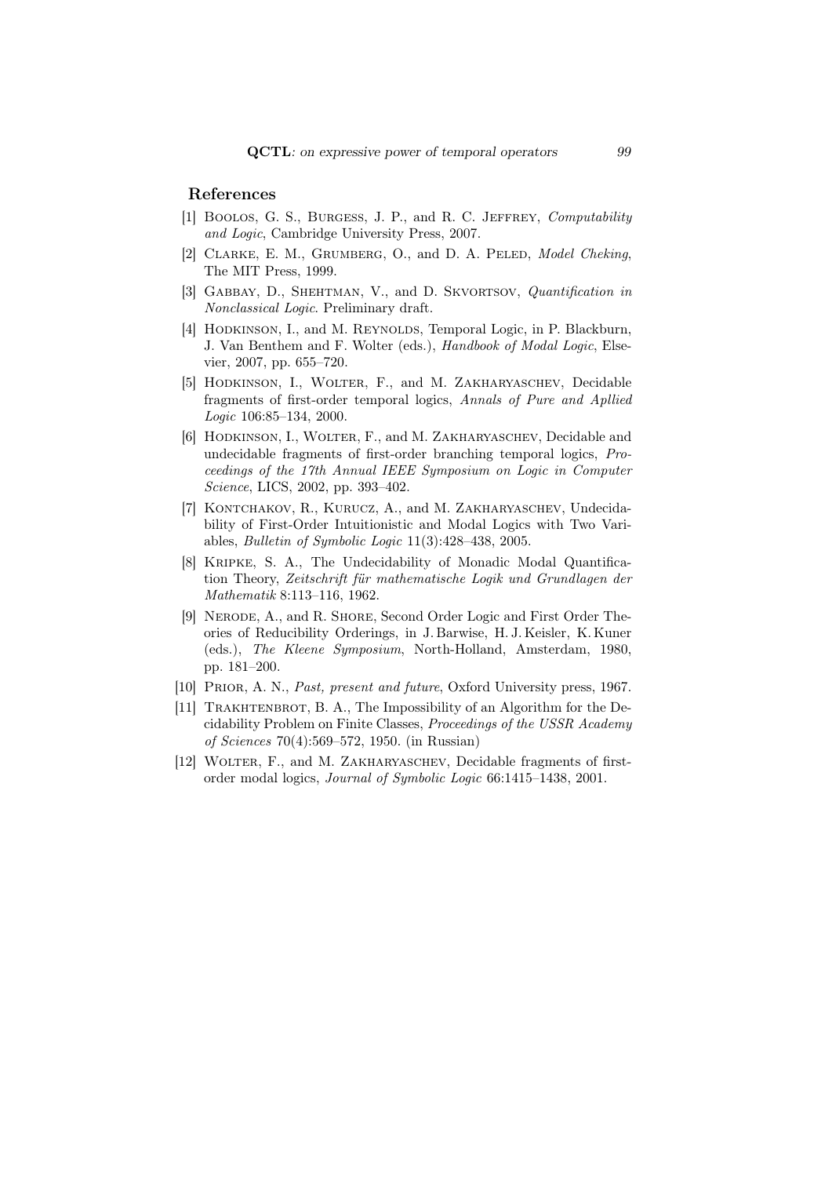## References

[1] Boolos, G. S., Burgess, J. P., and R. C. Jeffrey, *Computability and Logic*, Cambridge University Press, 2007.

[2] Clarke, E. M., Grumberg, O., and D. A. Peled, *Model Cheking*, The MIT Press, 1999.

[3] Gabbay, D., Shehtman, V., and D. Skvortsov, *Quantification in Nonclassical Logic*. Preliminary draft.

[4] Hodkinson, I., and M. Reynolds, Temporal Logic, in P. Blackburn, J. Van Benthem and F. Wolter (eds.), *Handbook of Modal Logic*, Elsevier, 2007, pp. 655–720.

[5] Hodkinson, I., Wolter, F., and M. Zakharyaschev, Decidable fragments of first-order temporal logics, *Annals of Pure and Apllied Logic* 106:85–134, 2000.

[6] Hodkinson, I., Wolter, F., and M. Zakharyaschev, Decidable and undecidable fragments of first-order branching temporal logics, *Proceedings of the 17th Annual IEEE Symposium on Logic in Computer Science*, LICS, 2002, pp. 393–402.

[7] Kontchakov, R., Kurucz, A., and M. Zakharyaschev, Undecidability of First-Order Intuitionistic and Modal Logics with Two Variables, *Bulletin of Symbolic Logic* 11(3):428–438, 2005.

[8] Kripke, S. A., The Undecidability of Monadic Modal Quantification Theory, *Zeitschrift für mathematische Logik und Grundlagen der Mathematik* 8:113–116, 1962.

[9] Nerode, A., and R. Shore, Second Order Logic and First Order Theories of Reducibility Orderings, in J. Barwise, H. J. Keisler, K. Kuner (eds.), *The Kleene Symposium*, North-Holland, Amsterdam, 1980, pp. 181–200.

[10] Prior, A. N., *Past, present and future*, Oxford University press, 1967.

[11] Trakhtenbrot, B. A., The Impossibility of an Algorithm for the Decidability Problem on Finite Classes, *Proceedings of the USSR Academy of Sciences* 70(4):569–572, 1950. (in Russian)

[12] Wolter, F., and M. Zakharyaschev, Decidable fragments of first-order modal logics, *Journal of Symbolic Logic* 66:1415–1438, 2001.